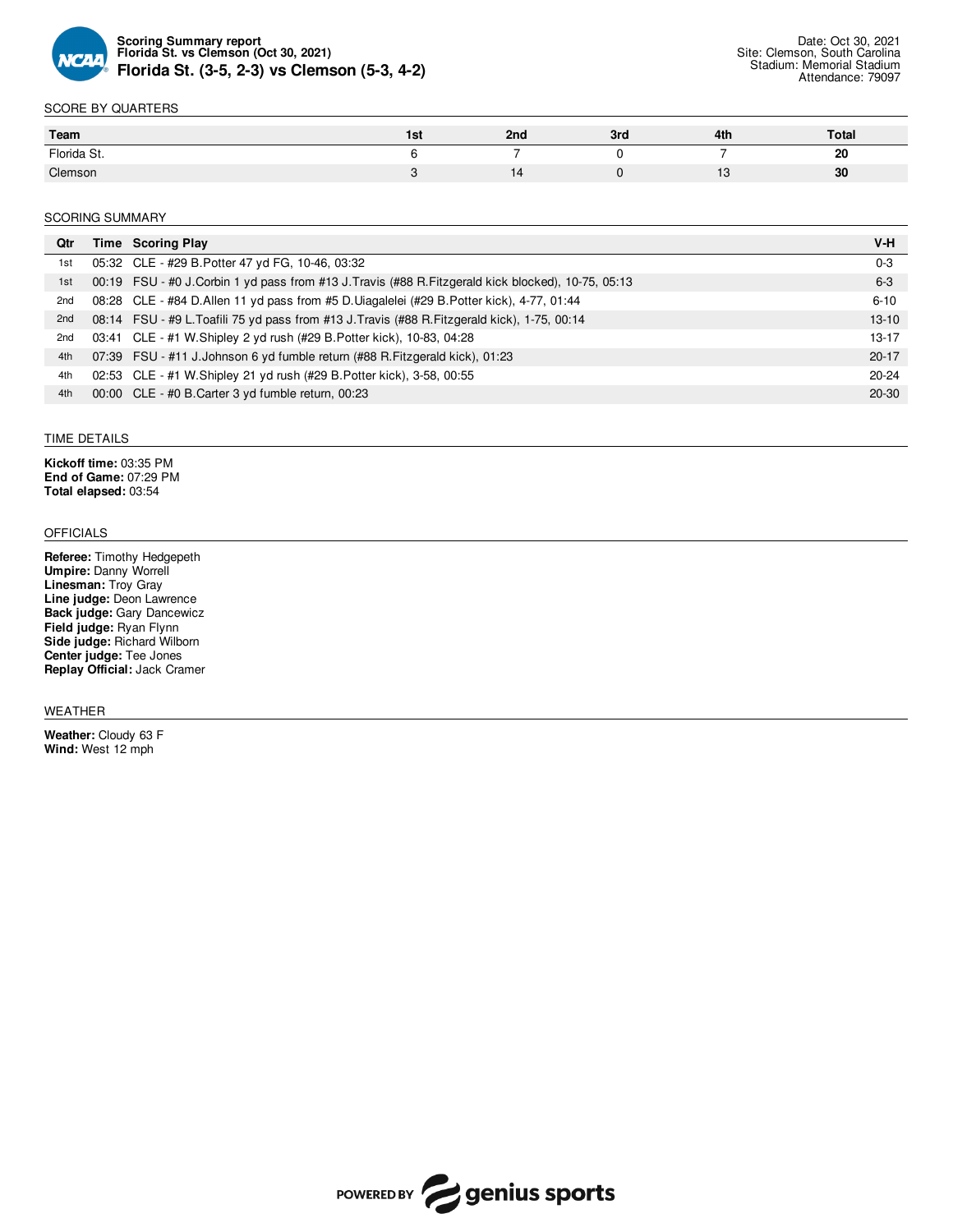**Scoring Summary report**
**Florida St. vs Clemson (Oct 30, 2021)**
# Florida St. (3-5, 2-3) vs Clemson (5-3, 4-2)

Date: Oct 30, 2021
Site: Clemson, South Carolina
Stadium: Memorial Stadium
Attendance: 79097

## SCORE BY QUARTERS

| Team | 1st | 2nd | 3rd | 4th | Total |
|---|---|---|---|---|---|
| Florida St. | 6 | 7 | 0 | 7 | **20** |
| Clemson | 3 | 14 | 0 | 13 | **30** |

## SCORING SUMMARY

| Qtr | Time | Scoring Play | V-H |
|---|---|---|---|
| 1st | 05:32 | CLE - #29 B.Potter 47 yd FG, 10-46, 03:32 | 0-3 |
| 1st | 00:19 | FSU - #0 J.Corbin 1 yd pass from #13 J.Travis (#88 R.Fitzgerald kick blocked), 10-75, 05:13 | 6-3 |
| 2nd | 08:28 | CLE - #84 D.Allen 11 yd pass from #5 D.Uiagalelei (#29 B.Potter kick), 4-77, 01:44 | 6-10 |
| 2nd | 08:14 | FSU - #9 L.Toafili 75 yd pass from #13 J.Travis (#88 R.Fitzgerald kick), 1-75, 00:14 | 13-10 |
| 2nd | 03:41 | CLE - #1 W.Shipley 2 yd rush (#29 B.Potter kick), 10-83, 04:28 | 13-17 |
| 4th | 07:39 | FSU - #11 J.Johnson 6 yd fumble return (#88 R.Fitzgerald kick), 01:23 | 20-17 |
| 4th | 02:53 | CLE - #1 W.Shipley 21 yd rush (#29 B.Potter kick), 3-58, 00:55 | 20-24 |
| 4th | 00:00 | CLE - #0 B.Carter 3 yd fumble return, 00:23 | 20-30 |

## TIME DETAILS

**Kickoff time:** 03:35 PM
**End of Game:** 07:29 PM
**Total elapsed:** 03:54

## OFFICIALS

**Referee:** Timothy Hedgepeth
**Umpire:** Danny Worrell
**Linesman:** Troy Gray
**Line judge:** Deon Lawrence
**Back judge:** Gary Dancewicz
**Field judge:** Ryan Flynn
**Side judge:** Richard Wilborn
**Center judge:** Tee Jones
**Replay Official:** Jack Cramer

## WEATHER

**Weather:** Cloudy 63 F
**Wind:** West 12 mph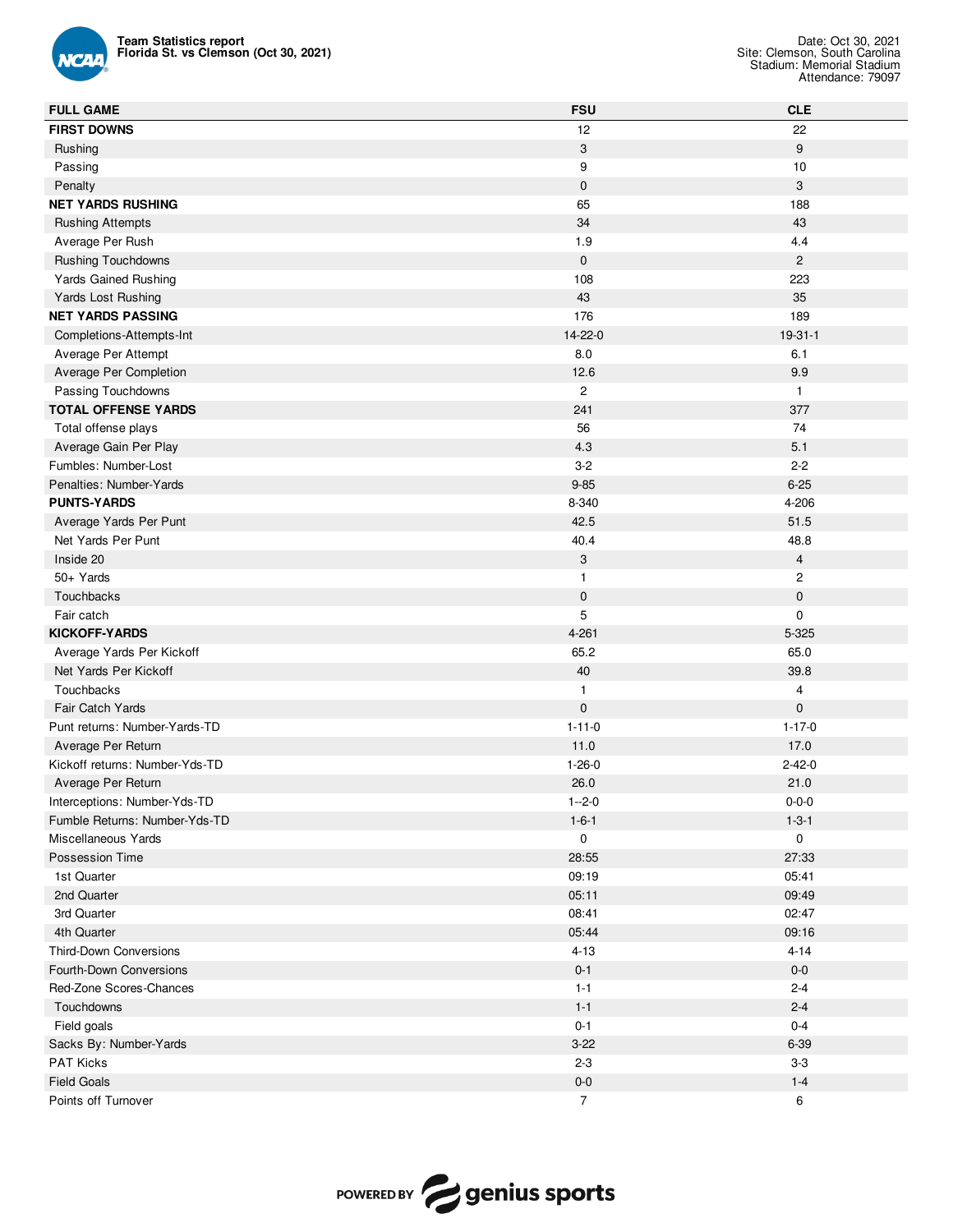**Team Statistics report**
**Florida St. vs Clemson (Oct 30, 2021)**

Date: Oct 30, 2021
Site: Clemson, South Carolina
Stadium: Memorial Stadium
Attendance: 79097

| FULL GAME | FSU | CLE |
|---|---|---|
| **FIRST DOWNS** | 12 | 22 |
| Rushing | 3 | 9 |
| Passing | 9 | 10 |
| Penalty | 0 | 3 |
| **NET YARDS RUSHING** | 65 | 188 |
| Rushing Attempts | 34 | 43 |
| Average Per Rush | 1.9 | 4.4 |
| Rushing Touchdowns | 0 | 2 |
| Yards Gained Rushing | 108 | 223 |
| Yards Lost Rushing | 43 | 35 |
| **NET YARDS PASSING** | 176 | 189 |
| Completions-Attempts-Int | 14-22-0 | 19-31-1 |
| Average Per Attempt | 8.0 | 6.1 |
| Average Per Completion | 12.6 | 9.9 |
| Passing Touchdowns | 2 | 1 |
| **TOTAL OFFENSE YARDS** | 241 | 377 |
| Total offense plays | 56 | 74 |
| Average Gain Per Play | 4.3 | 5.1 |
| Fumbles: Number-Lost | 3-2 | 2-2 |
| Penalties: Number-Yards | 9-85 | 6-25 |
| **PUNTS-YARDS** | 8-340 | 4-206 |
| Average Yards Per Punt | 42.5 | 51.5 |
| Net Yards Per Punt | 40.4 | 48.8 |
| Inside 20 | 3 | 4 |
| 50+ Yards | 1 | 2 |
| Touchbacks | 0 | 0 |
| Fair catch | 5 | 0 |
| **KICKOFF-YARDS** | 4-261 | 5-325 |
| Average Yards Per Kickoff | 65.2 | 65.0 |
| Net Yards Per Kickoff | 40 | 39.8 |
| Touchbacks | 1 | 4 |
| Fair Catch Yards | 0 | 0 |
| Punt returns: Number-Yards-TD | 1-11-0 | 1-17-0 |
| Average Per Return | 11.0 | 17.0 |
| Kickoff returns: Number-Yds-TD | 1-26-0 | 2-42-0 |
| Average Per Return | 26.0 | 21.0 |
| Interceptions: Number-Yds-TD | 1--2-0 | 0-0-0 |
| Fumble Returns: Number-Yds-TD | 1-6-1 | 1-3-1 |
| Miscellaneous Yards | 0 | 0 |
| Possession Time | 28:55 | 27:33 |
| 1st Quarter | 09:19 | 05:41 |
| 2nd Quarter | 05:11 | 09:49 |
| 3rd Quarter | 08:41 | 02:47 |
| 4th Quarter | 05:44 | 09:16 |
| Third-Down Conversions | 4-13 | 4-14 |
| Fourth-Down Conversions | 0-1 | 0-0 |
| Red-Zone Scores-Chances | 1-1 | 2-4 |
| Touchdowns | 1-1 | 2-4 |
| Field goals | 0-1 | 0-4 |
| Sacks By: Number-Yards | 3-22 | 6-39 |
| PAT Kicks | 2-3 | 3-3 |
| Field Goals | 0-0 | 1-4 |
| Points off Turnover | 7 | 6 |

POWERED BY genius sports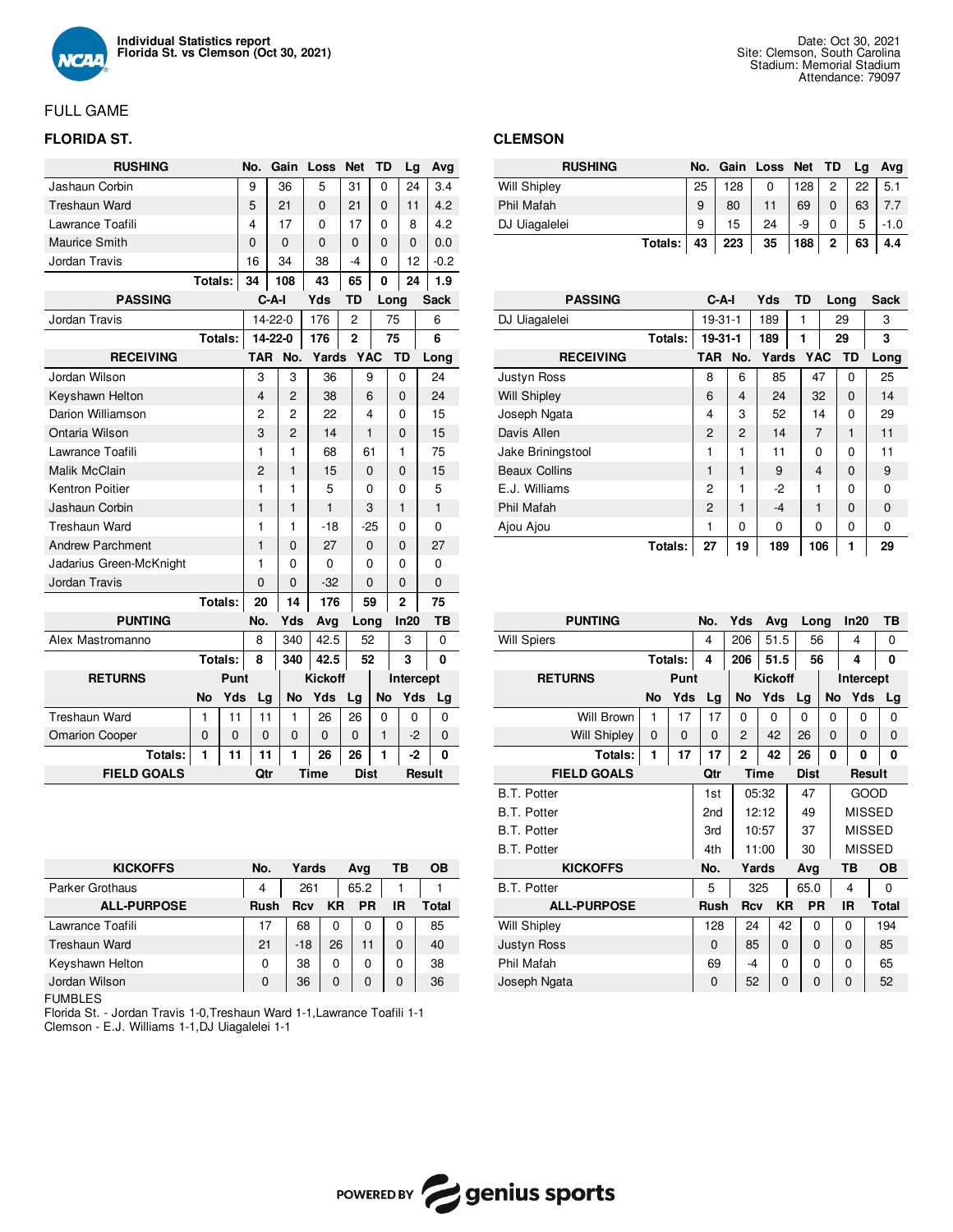**Individual Statistics report**
**Florida St. vs Clemson (Oct 30, 2021)**

Date: Oct 30, 2021
Site: Clemson, South Carolina
Stadium: Memorial Stadium
Attendance: 79097

FULL GAME

## FLORIDA ST.

| RUSHING | No. | Gain | Loss | Net | TD | Lg | Avg |
|---|---|---|---|---|---|---|---|
| Jashaun Corbin | 9 | 36 | 5 | 31 | 0 | 24 | 3.4 |
| Treshaun Ward | 5 | 21 | 0 | 21 | 0 | 11 | 4.2 |
| Lawrance Toafili | 4 | 17 | 0 | 17 | 0 | 8 | 4.2 |
| Maurice Smith | 0 | 0 | 0 | 0 | 0 | 0 | 0.0 |
| Jordan Travis | 16 | 34 | 38 | -4 | 0 | 12 | -0.2 |
| **Totals:** | **34** | **108** | **43** | **65** | **0** | **24** | **1.9** |

| PASSING | C-A-I | Yds | TD | Long | Sack |
|---|---|---|---|---|---|
| Jordan Travis | 14-22-0 | 176 | 2 | 75 | 6 |
| **Totals:** | **14-22-0** | **176** | **2** | **75** | **6** |

| RECEIVING | TAR | No. | Yards | YAC | TD | Long |
|---|---|---|---|---|---|---|
| Jordan Wilson | 3 | 3 | 36 | 9 | 0 | 24 |
| Keyshawn Helton | 4 | 2 | 38 | 6 | 0 | 24 |
| Darion Williamson | 2 | 2 | 22 | 4 | 0 | 15 |
| Ontaria Wilson | 3 | 2 | 14 | 1 | 0 | 15 |
| Lawrance Toafili | 1 | 1 | 68 | 61 | 1 | 75 |
| Malik McClain | 2 | 1 | 15 | 0 | 0 | 15 |
| Kentron Poitier | 1 | 1 | 5 | 0 | 0 | 5 |
| Jashaun Corbin | 1 | 1 | 1 | 3 | 1 | 1 |
| Treshaun Ward | 1 | 1 | -18 | -25 | 0 | 0 |
| Andrew Parchment | 1 | 0 | 27 | 0 | 0 | 27 |
| Jadarius Green-McKnight | 1 | 0 | 0 | 0 | 0 | 0 |
| Jordan Travis | 0 | 0 | -32 | 0 | 0 | 0 |
| **Totals:** | **20** | **14** | **176** | **59** | **2** | **75** |

| PUNTING | No. | Yds | Avg | Long | In20 | TB |
|---|---|---|---|---|---|---|
| Alex Mastromanno | 8 | 340 | 42.5 | 52 | 3 | 0 |
| **Totals:** | **8** | **340** | **42.5** | **52** | **3** | **0** |

| RETURNS | Punt | | | Kickoff | | | Intercept | | |
|---|---|---|---|---|---|---|---|---|---|
| | No | Yds | Lg | No | Yds | Lg | No | Yds | Lg |
| Treshaun Ward | 1 | 11 | 11 | 1 | 26 | 26 | 0 | 0 | 0 |
| Omarion Cooper | 0 | 0 | 0 | 0 | 0 | 0 | 1 | -2 | 0 |
| **Totals:** | **1** | **11** | **11** | **1** | **26** | **26** | **1** | **-2** | **0** |

| FIELD GOALS | Qtr | Time | Dist | Result |
|---|---|---|---|---|

| KICKOFFS | No. | Yards | Avg | TB | OB |
|---|---|---|---|---|---|
| Parker Grothaus | 4 | 261 | 65.2 | 1 | 1 |

| ALL-PURPOSE | Rush | Rcv | KR | PR | IR | Total |
|---|---|---|---|---|---|---|
| Lawrance Toafili | 17 | 68 | 0 | 0 | 0 | 85 |
| Treshaun Ward | 21 | -18 | 26 | 11 | 0 | 40 |
| Keyshawn Helton | 0 | 38 | 0 | 0 | 0 | 38 |
| Jordan Wilson | 0 | 36 | 0 | 0 | 0 | 36 |

FUMBLES
Florida St. - Jordan Travis 1-0,Treshaun Ward 1-1,Lawrance Toafili 1-1
Clemson - E.J. Williams 1-1,DJ Uiagalelei 1-1

## CLEMSON

| RUSHING | No. | Gain | Loss | Net | TD | Lg | Avg |
|---|---|---|---|---|---|---|---|
| Will Shipley | 25 | 128 | 0 | 128 | 2 | 22 | 5.1 |
| Phil Mafah | 9 | 80 | 11 | 69 | 0 | 63 | 7.7 |
| DJ Uiagalelei | 9 | 15 | 24 | -9 | 0 | 5 | -1.0 |
| **Totals:** | **43** | **223** | **35** | **188** | **2** | **63** | **4.4** |

| PASSING | C-A-I | Yds | TD | Long | Sack |
|---|---|---|---|---|---|
| DJ Uiagalelei | 19-31-1 | 189 | 1 | 29 | 3 |
| **Totals:** | **19-31-1** | **189** | **1** | **29** | **3** |

| RECEIVING | TAR | No. | Yards | YAC | TD | Long |
|---|---|---|---|---|---|---|
| Justyn Ross | 8 | 6 | 85 | 47 | 0 | 25 |
| Will Shipley | 6 | 4 | 24 | 32 | 0 | 14 |
| Joseph Ngata | 4 | 3 | 52 | 14 | 0 | 29 |
| Davis Allen | 2 | 2 | 14 | 7 | 1 | 11 |
| Jake Briningstool | 1 | 1 | 11 | 0 | 0 | 11 |
| Beaux Collins | 1 | 1 | 9 | 4 | 0 | 9 |
| E.J. Williams | 2 | 1 | -2 | 1 | 0 | 0 |
| Phil Mafah | 2 | 1 | -4 | 1 | 0 | 0 |
| Ajou Ajou | 1 | 0 | 0 | 0 | 0 | 0 |
| **Totals:** | **27** | **19** | **189** | **106** | **1** | **29** |

| PUNTING | No. | Yds | Avg | Long | In20 | TB |
|---|---|---|---|---|---|---|
| Will Spiers | 4 | 206 | 51.5 | 56 | 4 | 0 |
| **Totals:** | **4** | **206** | **51.5** | **56** | **4** | **0** |

| RETURNS | Punt | | | Kickoff | | | Intercept | | |
|---|---|---|---|---|---|---|---|---|---|
| | No | Yds | Lg | No | Yds | Lg | No | Yds | Lg |
| Will Brown | 1 | 17 | 17 | 0 | 0 | 0 | 0 | 0 | 0 |
| Will Shipley | 0 | 0 | 0 | 2 | 42 | 26 | 0 | 0 | 0 |
| **Totals:** | **1** | **17** | **17** | **2** | **42** | **26** | **0** | **0** | **0** |

| FIELD GOALS | Qtr | Time | Dist | Result |
|---|---|---|---|---|
| B.T. Potter | 1st | 05:32 | 47 | GOOD |
| B.T. Potter | 2nd | 12:12 | 49 | MISSED |
| B.T. Potter | 3rd | 10:57 | 37 | MISSED |
| B.T. Potter | 4th | 11:00 | 30 | MISSED |

| KICKOFFS | No. | Yards | Avg | TB | OB |
|---|---|---|---|---|---|
| B.T. Potter | 5 | 325 | 65.0 | 4 | 0 |

| ALL-PURPOSE | Rush | Rcv | KR | PR | IR | Total |
|---|---|---|---|---|---|---|
| Will Shipley | 128 | 24 | 42 | 0 | 0 | 194 |
| Justyn Ross | 0 | 85 | 0 | 0 | 0 | 85 |
| Phil Mafah | 69 | -4 | 0 | 0 | 0 | 65 |
| Joseph Ngata | 0 | 52 | 0 | 0 | 0 | 52 |

POWERED BY genius sports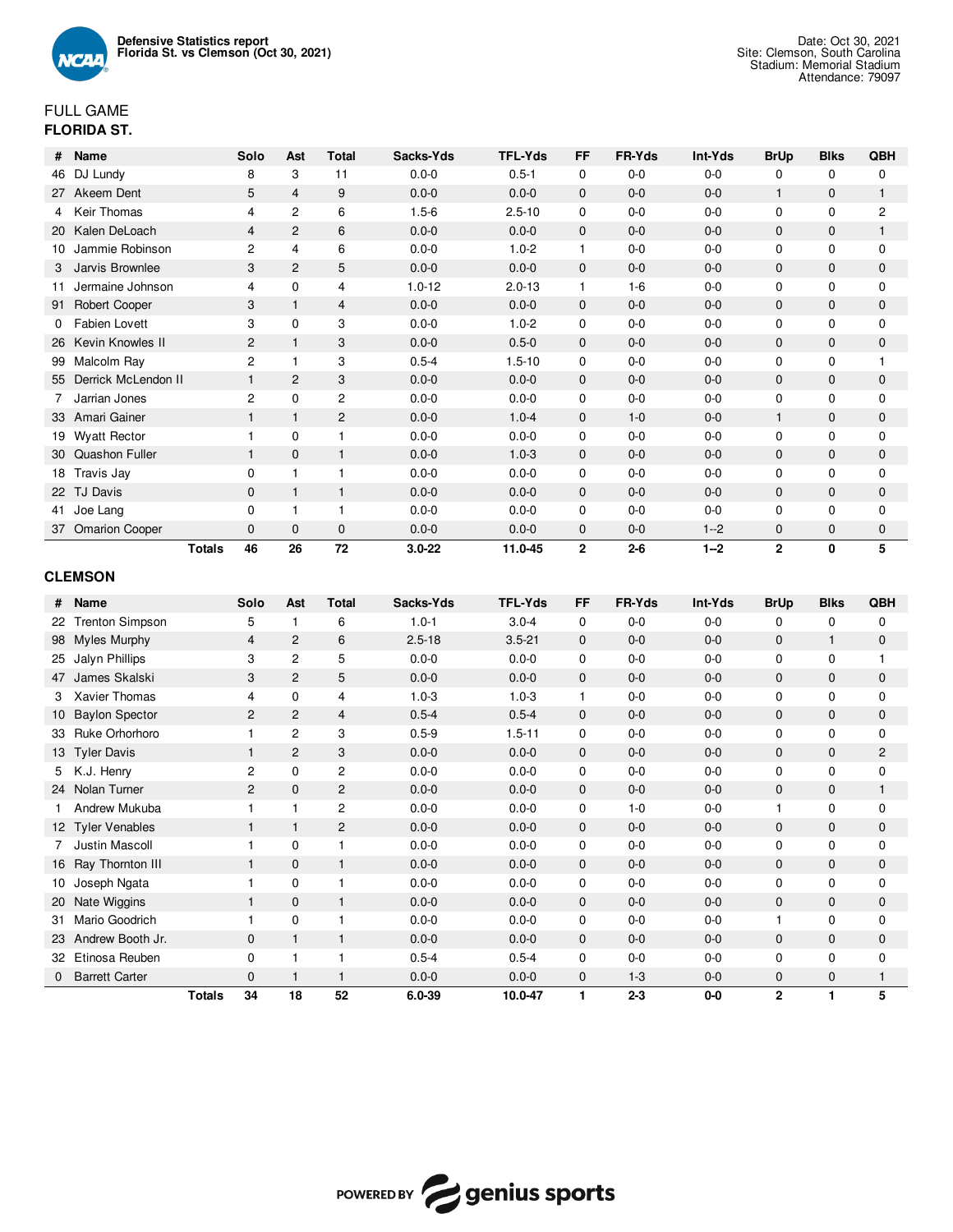**Defensive Statistics report**
**Florida St. vs Clemson (Oct 30, 2021)**

Date: Oct 30, 2021
Site: Clemson, South Carolina
Stadium: Memorial Stadium
Attendance: 79097

FULL GAME

**FLORIDA ST.**

| # | Name | Solo | Ast | Total | Sacks-Yds | TFL-Yds | FF | FR-Yds | Int-Yds | BrUp | Blks | QBH |
|---|---|---|---|---|---|---|---|---|---|---|---|---|
| 46 | DJ Lundy | 8 | 3 | 11 | 0.0-0 | 0.5-1 | 0 | 0-0 | 0-0 | 0 | 0 | 0 |
| 27 | Akeem Dent | 5 | 4 | 9 | 0.0-0 | 0.0-0 | 0 | 0-0 | 0-0 | 1 | 0 | 1 |
| 4 | Keir Thomas | 4 | 2 | 6 | 1.5-6 | 2.5-10 | 0 | 0-0 | 0-0 | 0 | 0 | 2 |
| 20 | Kalen DeLoach | 4 | 2 | 6 | 0.0-0 | 0.0-0 | 0 | 0-0 | 0-0 | 0 | 0 | 1 |
| 10 | Jammie Robinson | 2 | 4 | 6 | 0.0-0 | 1.0-2 | 1 | 0-0 | 0-0 | 0 | 0 | 0 |
| 3 | Jarvis Brownlee | 3 | 2 | 5 | 0.0-0 | 0.0-0 | 0 | 0-0 | 0-0 | 0 | 0 | 0 |
| 11 | Jermaine Johnson | 4 | 0 | 4 | 1.0-12 | 2.0-13 | 1 | 1-6 | 0-0 | 0 | 0 | 0 |
| 91 | Robert Cooper | 3 | 1 | 4 | 0.0-0 | 0.0-0 | 0 | 0-0 | 0-0 | 0 | 0 | 0 |
| 0 | Fabien Lovett | 3 | 0 | 3 | 0.0-0 | 1.0-2 | 0 | 0-0 | 0-0 | 0 | 0 | 0 |
| 26 | Kevin Knowles II | 2 | 1 | 3 | 0.0-0 | 0.5-0 | 0 | 0-0 | 0-0 | 0 | 0 | 0 |
| 99 | Malcolm Ray | 2 | 1 | 3 | 0.5-4 | 1.5-10 | 0 | 0-0 | 0-0 | 0 | 0 | 1 |
| 55 | Derrick McLendon II | 1 | 2 | 3 | 0.0-0 | 0.0-0 | 0 | 0-0 | 0-0 | 0 | 0 | 0 |
| 7 | Jarrian Jones | 2 | 0 | 2 | 0.0-0 | 0.0-0 | 0 | 0-0 | 0-0 | 0 | 0 | 0 |
| 33 | Amari Gainer | 1 | 1 | 2 | 0.0-0 | 1.0-4 | 0 | 1-0 | 0-0 | 1 | 0 | 0 |
| 19 | Wyatt Rector | 1 | 0 | 1 | 0.0-0 | 0.0-0 | 0 | 0-0 | 0-0 | 0 | 0 | 0 |
| 30 | Quashon Fuller | 1 | 0 | 1 | 0.0-0 | 1.0-3 | 0 | 0-0 | 0-0 | 0 | 0 | 0 |
| 18 | Travis Jay | 0 | 1 | 1 | 0.0-0 | 0.0-0 | 0 | 0-0 | 0-0 | 0 | 0 | 0 |
| 22 | TJ Davis | 0 | 1 | 1 | 0.0-0 | 0.0-0 | 0 | 0-0 | 0-0 | 0 | 0 | 0 |
| 41 | Joe Lang | 0 | 1 | 1 | 0.0-0 | 0.0-0 | 0 | 0-0 | 0-0 | 0 | 0 | 0 |
| 37 | Omarion Cooper | 0 | 0 | 0 | 0.0-0 | 0.0-0 | 0 | 0-0 | 1--2 | 0 | 0 | 0 |
| | **Totals** | **46** | **26** | **72** | **3.0-22** | **11.0-45** | **2** | **2-6** | **1--2** | **2** | **0** | **5** |

**CLEMSON**

| # | Name | Solo | Ast | Total | Sacks-Yds | TFL-Yds | FF | FR-Yds | Int-Yds | BrUp | Blks | QBH |
|---|---|---|---|---|---|---|---|---|---|---|---|---|
| 22 | Trenton Simpson | 5 | 1 | 6 | 1.0-1 | 3.0-4 | 0 | 0-0 | 0-0 | 0 | 0 | 0 |
| 98 | Myles Murphy | 4 | 2 | 6 | 2.5-18 | 3.5-21 | 0 | 0-0 | 0-0 | 0 | 1 | 0 |
| 25 | Jalyn Phillips | 3 | 2 | 5 | 0.0-0 | 0.0-0 | 0 | 0-0 | 0-0 | 0 | 0 | 1 |
| 47 | James Skalski | 3 | 2 | 5 | 0.0-0 | 0.0-0 | 0 | 0-0 | 0-0 | 0 | 0 | 0 |
| 3 | Xavier Thomas | 4 | 0 | 4 | 1.0-3 | 1.0-3 | 1 | 0-0 | 0-0 | 0 | 0 | 0 |
| 10 | Baylon Spector | 2 | 2 | 4 | 0.5-4 | 0.5-4 | 0 | 0-0 | 0-0 | 0 | 0 | 0 |
| 33 | Ruke Orhorhoro | 1 | 2 | 3 | 0.5-9 | 1.5-11 | 0 | 0-0 | 0-0 | 0 | 0 | 0 |
| 13 | Tyler Davis | 1 | 2 | 3 | 0.0-0 | 0.0-0 | 0 | 0-0 | 0-0 | 0 | 0 | 2 |
| 5 | K.J. Henry | 2 | 0 | 2 | 0.0-0 | 0.0-0 | 0 | 0-0 | 0-0 | 0 | 0 | 0 |
| 24 | Nolan Turner | 2 | 0 | 2 | 0.0-0 | 0.0-0 | 0 | 0-0 | 0-0 | 0 | 0 | 1 |
| 1 | Andrew Mukuba | 1 | 1 | 2 | 0.0-0 | 0.0-0 | 0 | 1-0 | 0-0 | 1 | 0 | 0 |
| 12 | Tyler Venables | 1 | 1 | 2 | 0.0-0 | 0.0-0 | 0 | 0-0 | 0-0 | 0 | 0 | 0 |
| 7 | Justin Mascoll | 1 | 0 | 1 | 0.0-0 | 0.0-0 | 0 | 0-0 | 0-0 | 0 | 0 | 0 |
| 16 | Ray Thornton III | 1 | 0 | 1 | 0.0-0 | 0.0-0 | 0 | 0-0 | 0-0 | 0 | 0 | 0 |
| 10 | Joseph Ngata | 1 | 0 | 1 | 0.0-0 | 0.0-0 | 0 | 0-0 | 0-0 | 0 | 0 | 0 |
| 20 | Nate Wiggins | 1 | 0 | 1 | 0.0-0 | 0.0-0 | 0 | 0-0 | 0-0 | 0 | 0 | 0 |
| 31 | Mario Goodrich | 1 | 0 | 1 | 0.0-0 | 0.0-0 | 0 | 0-0 | 0-0 | 1 | 0 | 0 |
| 23 | Andrew Booth Jr. | 0 | 1 | 1 | 0.0-0 | 0.0-0 | 0 | 0-0 | 0-0 | 0 | 0 | 0 |
| 32 | Etinosa Reuben | 0 | 1 | 1 | 0.5-4 | 0.5-4 | 0 | 0-0 | 0-0 | 0 | 0 | 0 |
| 0 | Barrett Carter | 0 | 1 | 1 | 0.0-0 | 0.0-0 | 0 | 1-3 | 0-0 | 0 | 0 | 1 |
| | **Totals** | **34** | **18** | **52** | **6.0-39** | **10.0-47** | **1** | **2-3** | **0-0** | **2** | **1** | **5** |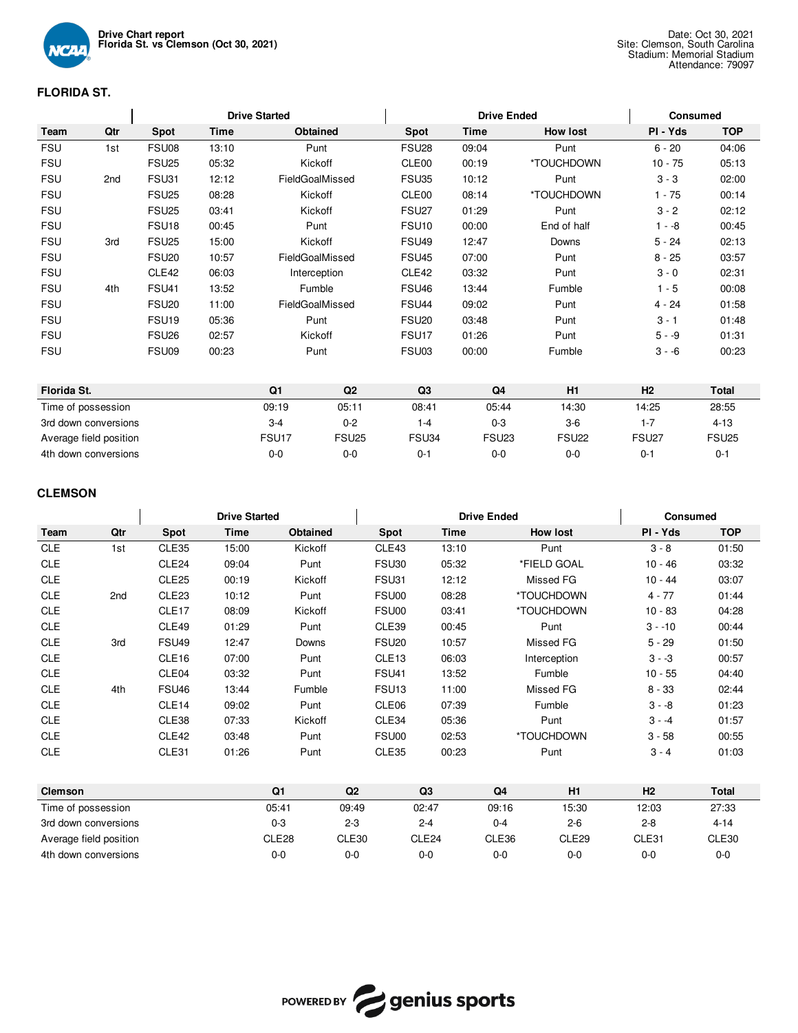**Drive Chart report**
**Florida St. vs Clemson (Oct 30, 2021)**

Date: Oct 30, 2021
Site: Clemson, South Carolina
Stadium: Memorial Stadium
Attendance: 79097

## FLORIDA ST.

| | | Drive Started | | | Drive Ended | | | Consumed | |
|---|---|---|---|---|---|---|---|---|---|
| **Team** | **Qtr** | **Spot** | **Time** | **Obtained** | **Spot** | **Time** | **How lost** | **Pl - Yds** | **TOP** |
| FSU | 1st | FSU08 | 13:10 | Punt | FSU28 | 09:04 | Punt | 6 - 20 | 04:06 |
| FSU | | FSU25 | 05:32 | Kickoff | CLE00 | 00:19 | *TOUCHDOWN | 10 - 75 | 05:13 |
| FSU | 2nd | FSU31 | 12:12 | FieldGoalMissed | FSU35 | 10:12 | Punt | 3 - 3 | 02:00 |
| FSU | | FSU25 | 08:28 | Kickoff | CLE00 | 08:14 | *TOUCHDOWN | 1 - 75 | 00:14 |
| FSU | | FSU25 | 03:41 | Kickoff | FSU27 | 01:29 | Punt | 3 - 2 | 02:12 |
| FSU | | FSU18 | 00:45 | Punt | FSU10 | 00:00 | End of half | 1 - -8 | 00:45 |
| FSU | 3rd | FSU25 | 15:00 | Kickoff | FSU49 | 12:47 | Downs | 5 - 24 | 02:13 |
| FSU | | FSU20 | 10:57 | FieldGoalMissed | FSU45 | 07:00 | Punt | 8 - 25 | 03:57 |
| FSU | | CLE42 | 06:03 | Interception | CLE42 | 03:32 | Punt | 3 - 0 | 02:31 |
| FSU | 4th | FSU41 | 13:52 | Fumble | FSU46 | 13:44 | Fumble | 1 - 5 | 00:08 |
| FSU | | FSU20 | 11:00 | FieldGoalMissed | FSU44 | 09:02 | Punt | 4 - 24 | 01:58 |
| FSU | | FSU19 | 05:36 | Punt | FSU20 | 03:48 | Punt | 3 - 1 | 01:48 |
| FSU | | FSU26 | 02:57 | Kickoff | FSU17 | 01:26 | Punt | 5 - -9 | 01:31 |
| FSU | | FSU09 | 00:23 | Punt | FSU03 | 00:00 | Fumble | 3 - -6 | 00:23 |

| Florida St. | Q1 | Q2 | Q3 | Q4 | H1 | H2 | Total |
|---|---|---|---|---|---|---|---|
| Time of possession | 09:19 | 05:11 | 08:41 | 05:44 | 14:30 | 14:25 | 28:55 |
| 3rd down conversions | 3-4 | 0-2 | 1-4 | 0-3 | 3-6 | 1-7 | 4-13 |
| Average field position | FSU17 | FSU25 | FSU34 | FSU23 | FSU22 | FSU27 | FSU25 |
| 4th down conversions | 0-0 | 0-0 | 0-1 | 0-0 | 0-0 | 0-1 | 0-1 |

## CLEMSON

| | | Drive Started | | | Drive Ended | | | Consumed | |
|---|---|---|---|---|---|---|---|---|---|
| **Team** | **Qtr** | **Spot** | **Time** | **Obtained** | **Spot** | **Time** | **How lost** | **Pl - Yds** | **TOP** |
| CLE | 1st | CLE35 | 15:00 | Kickoff | CLE43 | 13:10 | Punt | 3 - 8 | 01:50 |
| CLE | | CLE24 | 09:04 | Punt | FSU30 | 05:32 | *FIELD GOAL | 10 - 46 | 03:32 |
| CLE | | CLE25 | 00:19 | Kickoff | FSU31 | 12:12 | Missed FG | 10 - 44 | 03:07 |
| CLE | 2nd | CLE23 | 10:12 | Punt | FSU00 | 08:28 | *TOUCHDOWN | 4 - 77 | 01:44 |
| CLE | | CLE17 | 08:09 | Kickoff | FSU00 | 03:41 | *TOUCHDOWN | 10 - 83 | 04:28 |
| CLE | | CLE49 | 01:29 | Punt | CLE39 | 00:45 | Punt | 3 - -10 | 00:44 |
| CLE | 3rd | FSU49 | 12:47 | Downs | FSU20 | 10:57 | Missed FG | 5 - 29 | 01:50 |
| CLE | | CLE16 | 07:00 | Punt | CLE13 | 06:03 | Interception | 3 - -3 | 00:57 |
| CLE | | CLE04 | 03:32 | Punt | FSU41 | 13:52 | Fumble | 10 - 55 | 04:40 |
| CLE | 4th | FSU46 | 13:44 | Fumble | FSU13 | 11:00 | Missed FG | 8 - 33 | 02:44 |
| CLE | | CLE14 | 09:02 | Punt | CLE06 | 07:39 | Fumble | 3 - -8 | 01:23 |
| CLE | | CLE38 | 07:33 | Kickoff | CLE34 | 05:36 | Punt | 3 - -4 | 01:57 |
| CLE | | CLE42 | 03:48 | Punt | FSU00 | 02:53 | *TOUCHDOWN | 3 - 58 | 00:55 |
| CLE | | CLE31 | 01:26 | Punt | CLE35 | 00:23 | Punt | 3 - 4 | 01:03 |

| Clemson | Q1 | Q2 | Q3 | Q4 | H1 | H2 | Total |
|---|---|---|---|---|---|---|---|
| Time of possession | 05:41 | 09:49 | 02:47 | 09:16 | 15:30 | 12:03 | 27:33 |
| 3rd down conversions | 0-3 | 2-3 | 2-4 | 0-4 | 2-6 | 2-8 | 4-14 |
| Average field position | CLE28 | CLE30 | CLE24 | CLE36 | CLE29 | CLE31 | CLE30 |
| 4th down conversions | 0-0 | 0-0 | 0-0 | 0-0 | 0-0 | 0-0 | 0-0 |

POWERED BY genius sports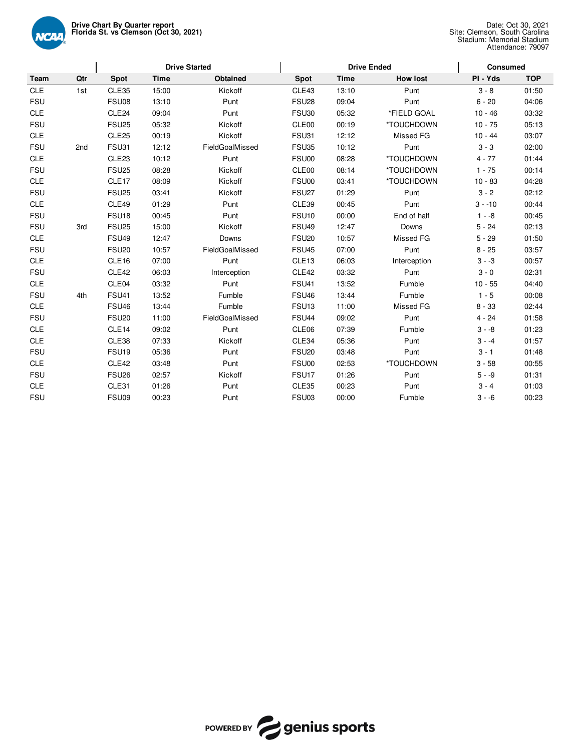**Drive Chart By Quarter report**
**Florida St. vs Clemson (Oct 30, 2021)**

Date: Oct 30, 2021
Site: Clemson, South Carolina
Stadium: Memorial Stadium
Attendance: 79097

| | | Drive Started | | | Drive Ended | | | Consumed | |
|---|---|---|---|---|---|---|---|---|---|
| **Team** | **Qtr** | **Spot** | **Time** | **Obtained** | **Spot** | **Time** | **How lost** | **Pl - Yds** | **TOP** |
| CLE | 1st | CLE35 | 15:00 | Kickoff | CLE43 | 13:10 | Punt | 3 - 8 | 01:50 |
| FSU | | FSU08 | 13:10 | Punt | FSU28 | 09:04 | Punt | 6 - 20 | 04:06 |
| CLE | | CLE24 | 09:04 | Punt | FSU30 | 05:32 | *FIELD GOAL | 10 - 46 | 03:32 |
| FSU | | FSU25 | 05:32 | Kickoff | CLE00 | 00:19 | *TOUCHDOWN | 10 - 75 | 05:13 |
| CLE | | CLE25 | 00:19 | Kickoff | FSU31 | 12:12 | Missed FG | 10 - 44 | 03:07 |
| FSU | 2nd | FSU31 | 12:12 | FieldGoalMissed | FSU35 | 10:12 | Punt | 3 - 3 | 02:00 |
| CLE | | CLE23 | 10:12 | Punt | FSU00 | 08:28 | *TOUCHDOWN | 4 - 77 | 01:44 |
| FSU | | FSU25 | 08:28 | Kickoff | CLE00 | 08:14 | *TOUCHDOWN | 1 - 75 | 00:14 |
| CLE | | CLE17 | 08:09 | Kickoff | FSU00 | 03:41 | *TOUCHDOWN | 10 - 83 | 04:28 |
| FSU | | FSU25 | 03:41 | Kickoff | FSU27 | 01:29 | Punt | 3 - 2 | 02:12 |
| CLE | | CLE49 | 01:29 | Punt | CLE39 | 00:45 | Punt | 3 - -10 | 00:44 |
| FSU | | FSU18 | 00:45 | Punt | FSU10 | 00:00 | End of half | 1 - -8 | 00:45 |
| FSU | 3rd | FSU25 | 15:00 | Kickoff | FSU49 | 12:47 | Downs | 5 - 24 | 02:13 |
| CLE | | FSU49 | 12:47 | Downs | FSU20 | 10:57 | Missed FG | 5 - 29 | 01:50 |
| FSU | | FSU20 | 10:57 | FieldGoalMissed | FSU45 | 07:00 | Punt | 8 - 25 | 03:57 |
| CLE | | CLE16 | 07:00 | Punt | CLE13 | 06:03 | Interception | 3 - -3 | 00:57 |
| FSU | | CLE42 | 06:03 | Interception | CLE42 | 03:32 | Punt | 3 - 0 | 02:31 |
| CLE | | CLE04 | 03:32 | Punt | FSU41 | 13:52 | Fumble | 10 - 55 | 04:40 |
| FSU | 4th | FSU41 | 13:52 | Fumble | FSU46 | 13:44 | Fumble | 1 - 5 | 00:08 |
| CLE | | FSU46 | 13:44 | Fumble | FSU13 | 11:00 | Missed FG | 8 - 33 | 02:44 |
| FSU | | FSU20 | 11:00 | FieldGoalMissed | FSU44 | 09:02 | Punt | 4 - 24 | 01:58 |
| CLE | | CLE14 | 09:02 | Punt | CLE06 | 07:39 | Fumble | 3 - -8 | 01:23 |
| CLE | | CLE38 | 07:33 | Kickoff | CLE34 | 05:36 | Punt | 3 - -4 | 01:57 |
| FSU | | FSU19 | 05:36 | Punt | FSU20 | 03:48 | Punt | 3 - 1 | 01:48 |
| CLE | | CLE42 | 03:48 | Punt | FSU00 | 02:53 | *TOUCHDOWN | 3 - 58 | 00:55 |
| FSU | | FSU26 | 02:57 | Kickoff | FSU17 | 01:26 | Punt | 5 - -9 | 01:31 |
| CLE | | CLE31 | 01:26 | Punt | CLE35 | 00:23 | Punt | 3 - 4 | 01:03 |
| FSU | | FSU09 | 00:23 | Punt | FSU03 | 00:00 | Fumble | 3 - -6 | 00:23 |

POWERED BY genius sports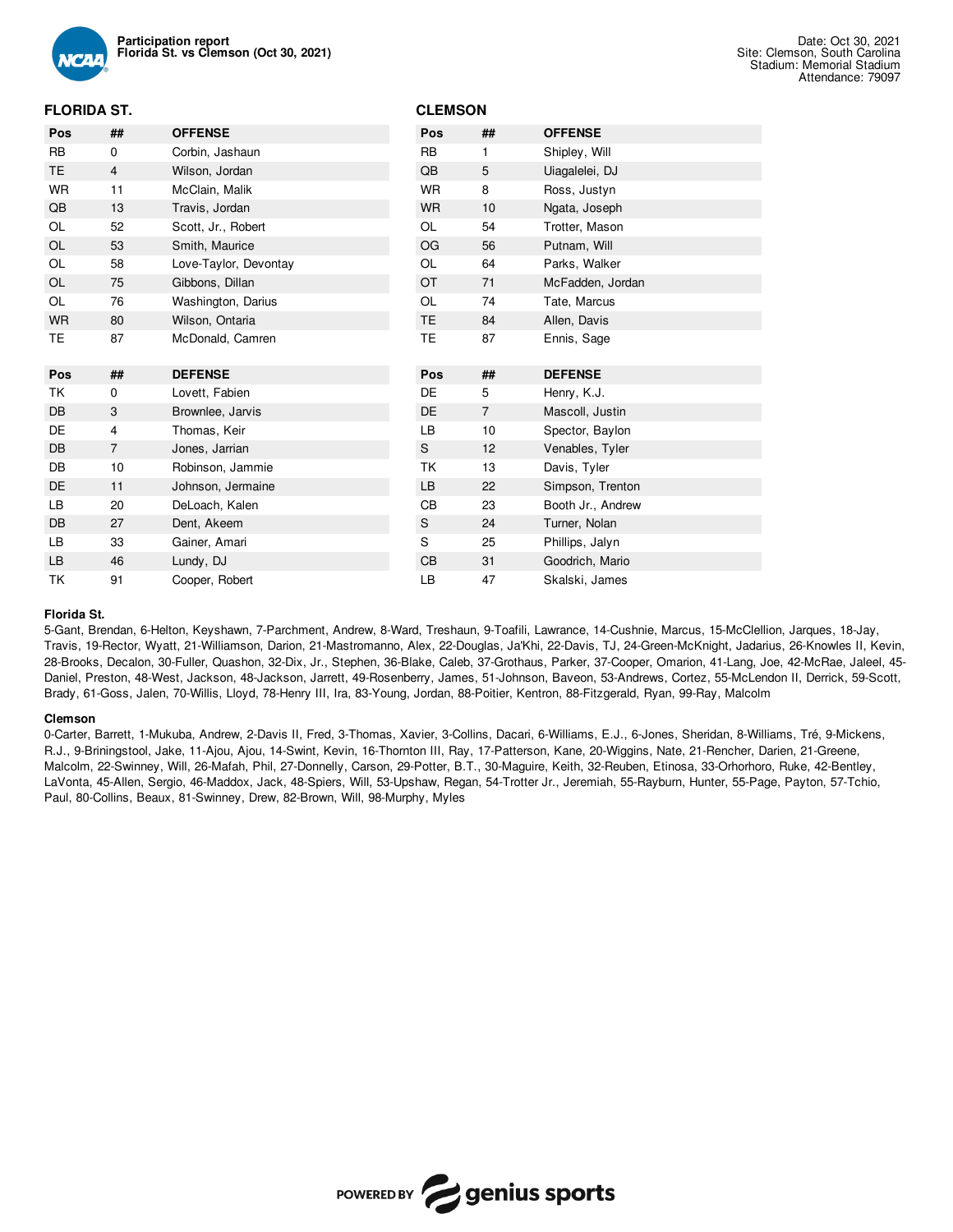**Participation report**
**Florida St. vs Clemson (Oct 30, 2021)**

Date: Oct 30, 2021
Site: Clemson, South Carolina
Stadium: Memorial Stadium
Attendance: 79097

## FLORIDA ST.

| Pos | ## | OFFENSE |
|---|---|---|
| RB | 0 | Corbin, Jashaun |
| TE | 4 | Wilson, Jordan |
| WR | 11 | McClain, Malik |
| QB | 13 | Travis, Jordan |
| OL | 52 | Scott, Jr., Robert |
| OL | 53 | Smith, Maurice |
| OL | 58 | Love-Taylor, Devontay |
| OL | 75 | Gibbons, Dillan |
| OL | 76 | Washington, Darius |
| WR | 80 | Wilson, Ontaria |
| TE | 87 | McDonald, Camren |

| Pos | ## | DEFENSE |
|---|---|---|
| TK | 0 | Lovett, Fabien |
| DB | 3 | Brownlee, Jarvis |
| DE | 4 | Thomas, Keir |
| DB | 7 | Jones, Jarrian |
| DB | 10 | Robinson, Jammie |
| DE | 11 | Johnson, Jermaine |
| LB | 20 | DeLoach, Kalen |
| DB | 27 | Dent, Akeem |
| LB | 33 | Gainer, Amari |
| LB | 46 | Lundy, DJ |
| TK | 91 | Cooper, Robert |

## CLEMSON

| Pos | ## | OFFENSE |
|---|---|---|
| RB | 1 | Shipley, Will |
| QB | 5 | Uiagalelei, DJ |
| WR | 8 | Ross, Justyn |
| WR | 10 | Ngata, Joseph |
| OL | 54 | Trotter, Mason |
| OG | 56 | Putnam, Will |
| OL | 64 | Parks, Walker |
| OT | 71 | McFadden, Jordan |
| OL | 74 | Tate, Marcus |
| TE | 84 | Allen, Davis |
| TE | 87 | Ennis, Sage |

| Pos | ## | DEFENSE |
|---|---|---|
| DE | 5 | Henry, K.J. |
| DE | 7 | Mascoll, Justin |
| LB | 10 | Spector, Baylon |
| S | 12 | Venables, Tyler |
| TK | 13 | Davis, Tyler |
| LB | 22 | Simpson, Trenton |
| CB | 23 | Booth Jr., Andrew |
| S | 24 | Turner, Nolan |
| S | 25 | Phillips, Jalyn |
| CB | 31 | Goodrich, Mario |
| LB | 47 | Skalski, James |

**Florida St.**

5-Gant, Brendan, 6-Helton, Keyshawn, 7-Parchment, Andrew, 8-Ward, Treshaun, 9-Toafili, Lawrance, 14-Cushnie, Marcus, 15-McClellion, Jarques, 18-Jay, Travis, 19-Rector, Wyatt, 21-Williamson, Darion, 21-Mastromanno, Alex, 22-Douglas, Ja'Khi, 22-Davis, TJ, 24-Green-McKnight, Jadarius, 26-Knowles II, Kevin, 28-Brooks, Decalon, 30-Fuller, Quashon, 32-Dix, Jr., Stephen, 36-Blake, Caleb, 37-Grothaus, Parker, 37-Cooper, Omarion, 41-Lang, Joe, 42-McRae, Jaleel, 45-Daniel, Preston, 48-West, Jackson, 48-Jackson, Jarrett, 49-Rosenberry, James, 51-Johnson, Baveon, 53-Andrews, Cortez, 55-McLendon II, Derrick, 59-Scott, Brady, 61-Goss, Jalen, 70-Willis, Lloyd, 78-Henry III, Ira, 83-Young, Jordan, 88-Poitier, Kentron, 88-Fitzgerald, Ryan, 99-Ray, Malcolm

**Clemson**

0-Carter, Barrett, 1-Mukuba, Andrew, 2-Davis II, Fred, 3-Thomas, Xavier, 3-Collins, Dacari, 6-Williams, E.J., 6-Jones, Sheridan, 8-Williams, Tré, 9-Mickens, R.J., 9-Briningstool, Jake, 11-Ajou, Ajou, 14-Swint, Kevin, 16-Thornton III, Ray, 17-Patterson, Kane, 20-Wiggins, Nate, 21-Rencher, Darien, 21-Greene, Malcolm, 22-Swinney, Will, 26-Mafah, Phil, 27-Donnelly, Carson, 29-Potter, B.T., 30-Maguire, Keith, 32-Reuben, Etinosa, 33-Orhorhoro, Ruke, 42-Bentley, LaVonta, 45-Allen, Sergio, 46-Maddox, Jack, 48-Spiers, Will, 53-Upshaw, Regan, 54-Trotter Jr., Jeremiah, 55-Rayburn, Hunter, 55-Page, Payton, 57-Tchio, Paul, 80-Collins, Beaux, 81-Swinney, Drew, 82-Brown, Will, 98-Murphy, Myles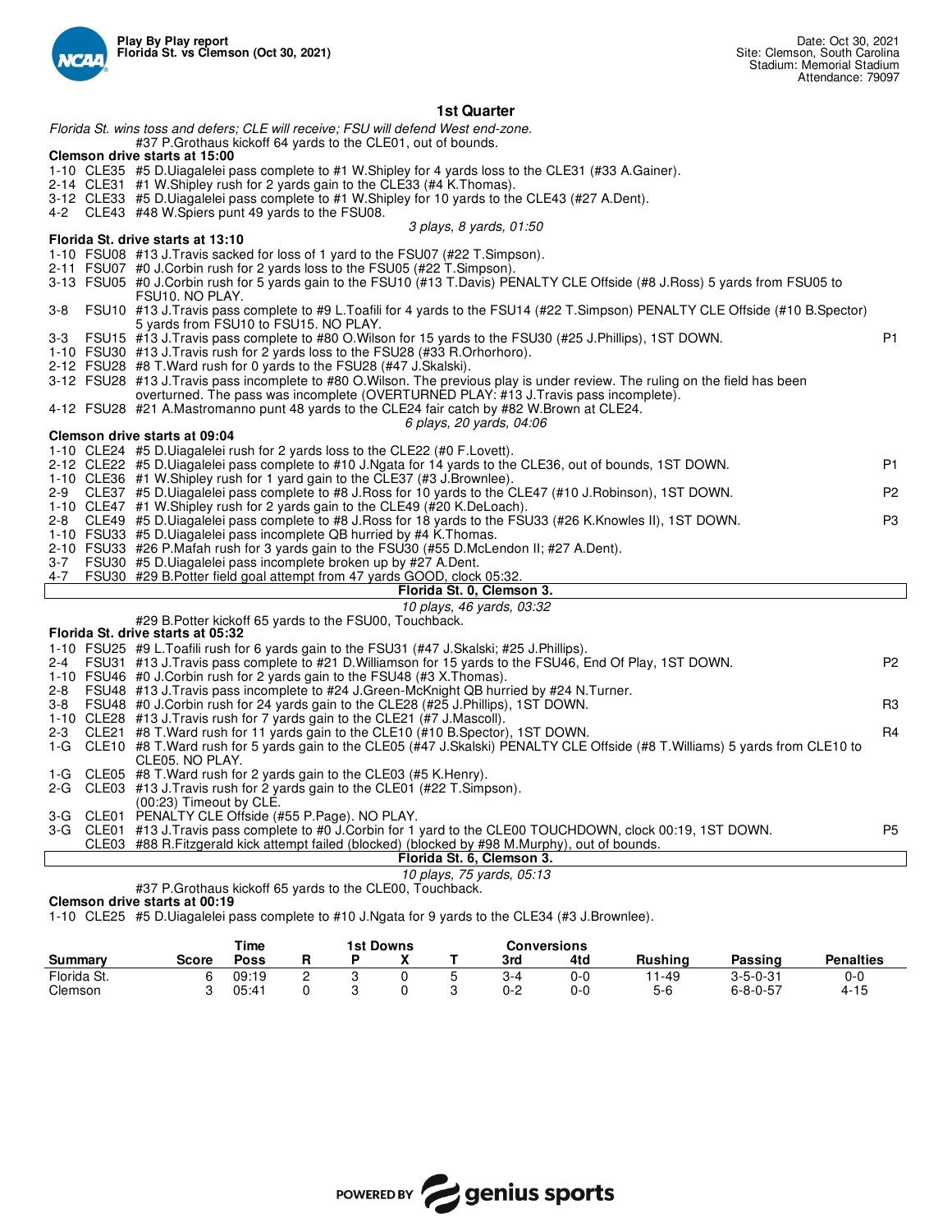**Play By Play report**
**Florida St. vs Clemson (Oct 30, 2021)**

Date: Oct 30, 2021
Site: Clemson, South Carolina
Stadium: Memorial Stadium
Attendance: 79097

## 1st Quarter

*Florida St. wins toss and defers; CLE will receive; FSU will defend West end-zone.*

#37 P.Grothaus kickoff 64 yards to the CLE01, out of bounds.

**Clemson drive starts at 15:00**

| Down | Spot | Play | |
|---|---|---|---|
| 1-10 | CLE35 | #5 D.Uiagalelei pass complete to #1 W.Shipley for 4 yards loss to the CLE31 (#33 A.Gainer). | |
| 2-14 | CLE31 | #1 W.Shipley rush for 2 yards gain to the CLE33 (#4 K.Thomas). | |
| 3-12 | CLE33 | #5 D.Uiagalelei pass complete to #1 W.Shipley for 10 yards to the CLE43 (#27 A.Dent). | |
| 4-2 | CLE43 | #48 W.Spiers punt 49 yards to the FSU08. | |

*3 plays, 8 yards, 01:50*

**Florida St. drive starts at 13:10**

| Down | Spot | Play | |
|---|---|---|---|
| 1-10 | FSU08 | #13 J.Travis sacked for loss of 1 yard to the FSU07 (#22 T.Simpson). | |
| 2-11 | FSU07 | #0 J.Corbin rush for 2 yards loss to the FSU05 (#22 T.Simpson). | |
| 3-13 | FSU05 | #0 J.Corbin rush for 5 yards gain to the FSU10 (#13 T.Davis) PENALTY CLE Offside (#8 J.Ross) 5 yards from FSU05 to FSU10. NO PLAY. | |
| 3-8 | FSU10 | #13 J.Travis pass complete to #9 L.Toafili for 4 yards to the FSU14 (#22 T.Simpson) PENALTY CLE Offside (#10 B.Spector) 5 yards from FSU10 to FSU15. NO PLAY. | |
| 3-3 | FSU15 | #13 J.Travis pass complete to #80 O.Wilson for 15 yards to the FSU30 (#25 J.Phillips), 1ST DOWN. | P1 |
| 1-10 | FSU30 | #13 J.Travis rush for 2 yards loss to the FSU28 (#33 R.Orhorhoro). | |
| 2-12 | FSU28 | #8 T.Ward rush for 0 yards to the FSU28 (#47 J.Skalski). | |
| 3-12 | FSU28 | #13 J.Travis pass incomplete to #80 O.Wilson. The previous play is under review. The ruling on the field has been overturned. The pass was incomplete (OVERTURNED PLAY: #13 J.Travis pass incomplete). | |
| 4-12 | FSU28 | #21 A.Mastromanno punt 48 yards to the CLE24 fair catch by #82 W.Brown at CLE24. | |

*6 plays, 20 yards, 04:06*

**Clemson drive starts at 09:04**

| Down | Spot | Play | |
|---|---|---|---|
| 1-10 | CLE24 | #5 D.Uiagalelei rush for 2 yards loss to the CLE22 (#0 F.Lovett). | |
| 2-12 | CLE22 | #5 D.Uiagalelei pass complete to #10 J.Ngata for 14 yards to the CLE36, out of bounds, 1ST DOWN. | P1 |
| 1-10 | CLE36 | #1 W.Shipley rush for 1 yard gain to the CLE37 (#3 J.Brownlee). | |
| 2-9 | CLE37 | #5 D.Uiagalelei pass complete to #8 J.Ross for 10 yards to the CLE47 (#10 J.Robinson), 1ST DOWN. | P2 |
| 1-10 | CLE47 | #1 W.Shipley rush for 2 yards gain to the CLE49 (#20 K.DeLoach). | |
| 2-8 | CLE49 | #5 D.Uiagalelei pass complete to #8 J.Ross for 18 yards to the FSU33 (#26 K.Knowles II), 1ST DOWN. | P3 |
| 1-10 | FSU33 | #5 D.Uiagalelei pass incomplete QB hurried by #4 K.Thomas. | |
| 2-10 | FSU33 | #26 P.Mafah rush for 3 yards gain to the FSU30 (#55 D.McLendon II; #27 A.Dent). | |
| 3-7 | FSU30 | #5 D.Uiagalelei pass incomplete broken up by #27 A.Dent. | |
| 4-7 | FSU30 | #29 B.Potter field goal attempt from 47 yards GOOD, clock 05:32. | |

**Florida St. 0, Clemson 3.**

*10 plays, 46 yards, 03:32*

#29 B.Potter kickoff 65 yards to the FSU00, Touchback.

**Florida St. drive starts at 05:32**

| Down | Spot | Play | |
|---|---|---|---|
| 1-10 | FSU25 | #9 L.Toafili rush for 6 yards gain to the FSU31 (#47 J.Skalski; #25 J.Phillips). | |
| 2-4 | FSU31 | #13 J.Travis pass complete to #21 D.Williamson for 15 yards to the FSU46, End Of Play, 1ST DOWN. | P2 |
| 1-10 | FSU46 | #0 J.Corbin rush for 2 yards gain to the FSU48 (#3 X.Thomas). | |
| 2-8 | FSU48 | #13 J.Travis pass incomplete to #24 J.Green-McKnight QB hurried by #24 N.Turner. | |
| 3-8 | FSU48 | #0 J.Corbin rush for 24 yards gain to the CLE28 (#25 J.Phillips), 1ST DOWN. | R3 |
| 1-10 | CLE28 | #13 J.Travis rush for 7 yards gain to the CLE21 (#7 J.Mascoll). | |
| 2-3 | CLE21 | #8 T.Ward rush for 11 yards gain to the CLE10 (#10 B.Spector), 1ST DOWN. | R4 |
| 1-G | CLE10 | #8 T.Ward rush for 5 yards gain to the CLE05 (#47 J.Skalski) PENALTY CLE Offside (#8 T.Williams) 5 yards from CLE10 to CLE05. NO PLAY. | |
| 1-G | CLE05 | #8 T.Ward rush for 2 yards gain to the CLE03 (#5 K.Henry). | |
| 2-G | CLE03 | #13 J.Travis rush for 2 yards gain to the CLE01 (#22 T.Simpson). (00:23) Timeout by CLE. | |
| 3-G | CLE01 | PENALTY CLE Offside (#55 P.Page). NO PLAY. | |
| 3-G | CLE01 | #13 J.Travis pass complete to #0 J.Corbin for 1 yard to the CLE00 TOUCHDOWN, clock 00:19, 1ST DOWN. | P5 |
| | CLE03 | #88 R.Fitzgerald kick attempt failed (blocked) (blocked by #98 M.Murphy), out of bounds. | |

**Florida St. 6, Clemson 3.**

*10 plays, 75 yards, 05:13*

#37 P.Grothaus kickoff 65 yards to the CLE00, Touchback.

**Clemson drive starts at 00:19**

1-10 CLE25 #5 D.Uiagalelei pass complete to #10 J.Ngata for 9 yards to the CLE34 (#3 J.Brownlee).

| Summary | Score | Time Poss | 1st Downs R | P | X | T | Conversions 3rd | 4td | Rushing | Passing | Penalties |
|---|---|---|---|---|---|---|---|---|---|---|---|
| Florida St. | 6 | 09:19 | 2 | 3 | 0 | 5 | 3-4 | 0-0 | 11-49 | 3-5-0-31 | 0-0 |
| Clemson | 3 | 05:41 | 0 | 3 | 0 | 3 | 0-2 | 0-0 | 5-6 | 6-8-0-57 | 4-15 |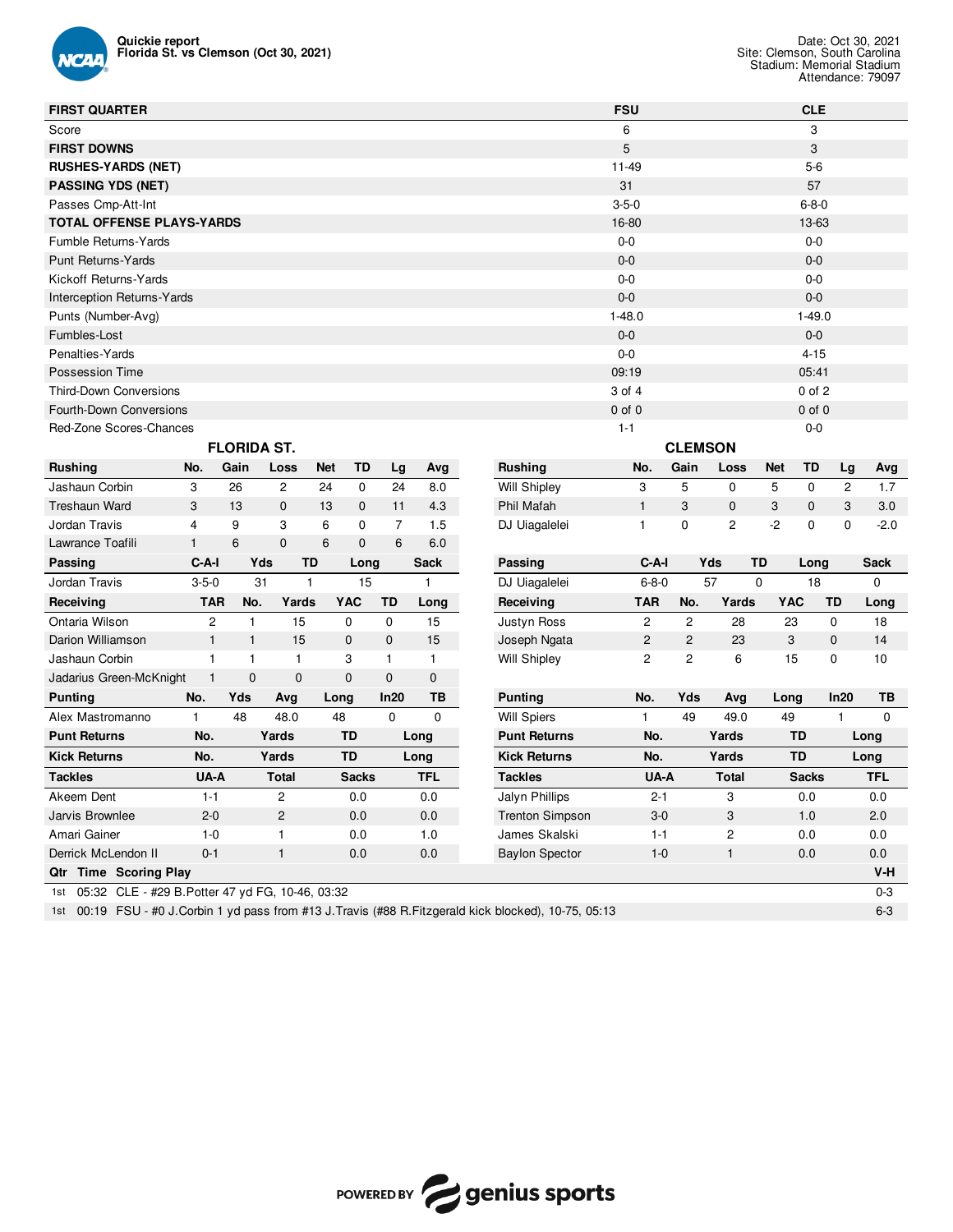Quickie report
Florida St. vs Clemson (Oct 30, 2021)

Date: Oct 30, 2021
Site: Clemson, South Carolina
Stadium: Memorial Stadium
Attendance: 79097

| FIRST QUARTER | FSU | CLE |
|---|---|---|
| Score | 6 | 3 |
| **FIRST DOWNS** | 5 | 3 |
| **RUSHES-YARDS (NET)** | 11-49 | 5-6 |
| **PASSING YDS (NET)** | 31 | 57 |
| Passes Cmp-Att-Int | 3-5-0 | 6-8-0 |
| **TOTAL OFFENSE PLAYS-YARDS** | 16-80 | 13-63 |
| Fumble Returns-Yards | 0-0 | 0-0 |
| Punt Returns-Yards | 0-0 | 0-0 |
| Kickoff Returns-Yards | 0-0 | 0-0 |
| Interception Returns-Yards | 0-0 | 0-0 |
| Punts (Number-Avg) | 1-48.0 | 1-49.0 |
| Fumbles-Lost | 0-0 | 0-0 |
| Penalties-Yards | 0-0 | 4-15 |
| Possession Time | 09:19 | 05:41 |
| Third-Down Conversions | 3 of 4 | 0 of 2 |
| Fourth-Down Conversions | 0 of 0 | 0 of 0 |
| Red-Zone Scores-Chances | 1-1 | 0-0 |

## FLORIDA ST.

| Rushing | No. | Gain | Loss | Net | TD | Lg | Avg |
|---|---|---|---|---|---|---|---|
| Jashaun Corbin | 3 | 26 | 2 | 24 | 0 | 24 | 8.0 |
| Treshaun Ward | 3 | 13 | 0 | 13 | 0 | 11 | 4.3 |
| Jordan Travis | 4 | 9 | 3 | 6 | 0 | 7 | 1.5 |
| Lawrance Toafili | 1 | 6 | 0 | 6 | 0 | 6 | 6.0 |

| Passing | C-A-I | Yds | TD | Long | Sack |
|---|---|---|---|---|---|
| Jordan Travis | 3-5-0 | 31 | 1 | 15 | 1 |

| Receiving | TAR | No. | Yards | YAC | TD | Long |
|---|---|---|---|---|---|---|
| Ontaria Wilson | 2 | 1 | 15 | 0 | 0 | 15 |
| Darion Williamson | 1 | 1 | 15 | 0 | 0 | 15 |
| Jashaun Corbin | 1 | 1 | 1 | 3 | 1 | 1 |
| Jadarius Green-McKnight | 1 | 0 | 0 | 0 | 0 | 0 |

| Punting | No. | Yds | Avg | Long | In20 | TB |
|---|---|---|---|---|---|---|
| Alex Mastromanno | 1 | 48 | 48.0 | 48 | 0 | 0 |

| Punt Returns | No. | Yards | TD | Long |
|---|---|---|---|---|

| Kick Returns | No. | Yards | TD | Long |
|---|---|---|---|---|

| Tackles | UA-A | Total | Sacks | TFL |
|---|---|---|---|---|
| Akeem Dent | 1-1 | 2 | 0.0 | 0.0 |
| Jarvis Brownlee | 2-0 | 2 | 0.0 | 0.0 |
| Amari Gainer | 1-0 | 1 | 0.0 | 1.0 |
| Derrick McLendon II | 0-1 | 1 | 0.0 | 0.0 |

## CLEMSON

| Rushing | No. | Gain | Loss | Net | TD | Lg | Avg |
|---|---|---|---|---|---|---|---|
| Will Shipley | 3 | 5 | 0 | 5 | 0 | 2 | 1.7 |
| Phil Mafah | 1 | 3 | 0 | 3 | 0 | 3 | 3.0 |
| DJ Uiagalelei | 1 | 0 | 2 | -2 | 0 | 0 | -2.0 |

| Passing | C-A-I | Yds | TD | Long | Sack |
|---|---|---|---|---|---|
| DJ Uiagalelei | 6-8-0 | 57 | 0 | 18 | 0 |

| Receiving | TAR | No. | Yards | YAC | TD | Long |
|---|---|---|---|---|---|---|
| Justyn Ross | 2 | 2 | 28 | 23 | 0 | 18 |
| Joseph Ngata | 2 | 2 | 23 | 3 | 0 | 14 |
| Will Shipley | 2 | 2 | 6 | 15 | 0 | 10 |

| Punting | No. | Yds | Avg | Long | In20 | TB |
|---|---|---|---|---|---|---|
| Will Spiers | 1 | 49 | 49.0 | 49 | 1 | 0 |

| Punt Returns | No. | Yards | TD | Long |
|---|---|---|---|---|

| Kick Returns | No. | Yards | TD | Long |
|---|---|---|---|---|

| Tackles | UA-A | Total | Sacks | TFL |
|---|---|---|---|---|
| Jalyn Phillips | 2-1 | 3 | 0.0 | 0.0 |
| Trenton Simpson | 3-0 | 3 | 1.0 | 2.0 |
| James Skalski | 1-1 | 2 | 0.0 | 0.0 |
| Baylon Spector | 1-0 | 1 | 0.0 | 0.0 |

| Qtr | Time | Scoring Play | V-H |
|---|---|---|---|
| 1st | 05:32 | CLE - #29 B.Potter 47 yd FG, 10-46, 03:32 | 0-3 |
| 1st | 00:19 | FSU - #0 J.Corbin 1 yd pass from #13 J.Travis (#88 R.Fitzgerald kick blocked), 10-75, 05:13 | 6-3 |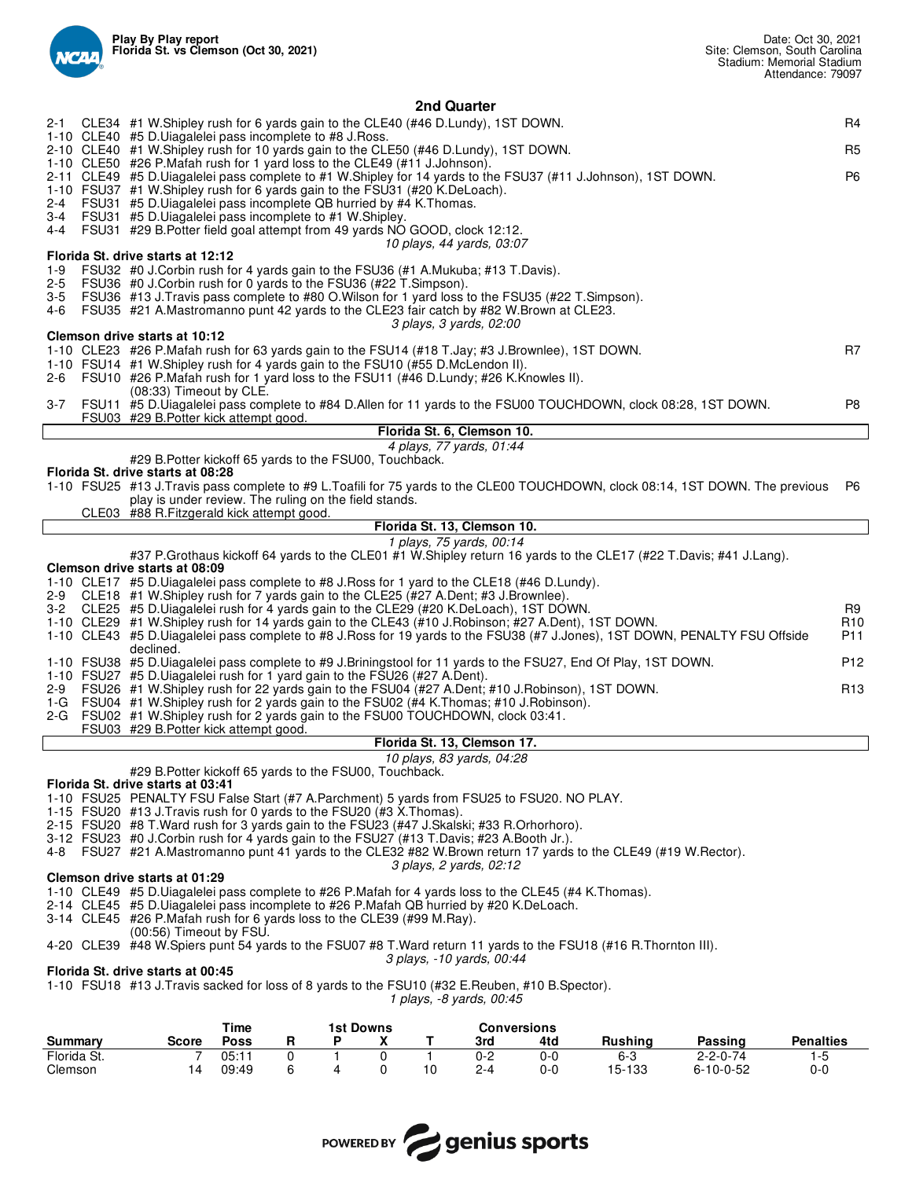**Play By Play report**
**Florida St. vs Clemson (Oct 30, 2021)**

Date: Oct 30, 2021
Site: Clemson, South Carolina
Stadium: Memorial Stadium
Attendance: 79097

## 2nd Quarter

2-1 CLE34 #1 W.Shipley rush for 6 yards gain to the CLE40 (#46 D.Lundy), 1ST DOWN. R4
1-10 CLE40 #5 D.Uiagalelei pass incomplete to #8 J.Ross.
2-10 CLE40 #1 W.Shipley rush for 10 yards gain to the CLE50 (#46 D.Lundy), 1ST DOWN. R5
1-10 CLE50 #26 P.Mafah rush for 1 yard loss to the CLE49 (#11 J.Johnson).
2-11 CLE49 #5 D.Uiagalelei pass complete to #1 W.Shipley for 14 yards to the FSU37 (#11 J.Johnson), 1ST DOWN. P6
1-10 FSU37 #1 W.Shipley rush for 6 yards gain to the FSU31 (#20 K.DeLoach).
2-4 FSU31 #5 D.Uiagalelei pass incomplete QB hurried by #4 K.Thomas.
3-4 FSU31 #5 D.Uiagalelei pass incomplete to #1 W.Shipley.
4-4 FSU31 #29 B.Potter field goal attempt from 49 yards NO GOOD, clock 12:12.

*10 plays, 44 yards, 03:07*

**Florida St. drive starts at 12:12**
1-9 FSU32 #0 J.Corbin rush for 4 yards gain to the FSU36 (#1 A.Mukuba; #13 T.Davis).
2-5 FSU36 #0 J.Corbin rush for 0 yards to the FSU36 (#22 T.Simpson).
3-5 FSU36 #13 J.Travis pass complete to #80 O.Wilson for 1 yard loss to the FSU35 (#22 T.Simpson).
4-6 FSU35 #21 A.Mastromanno punt 42 yards to the CLE23 fair catch by #82 W.Brown at CLE23.

*3 plays, 3 yards, 02:00*

**Clemson drive starts at 10:12**
1-10 CLE23 #26 P.Mafah rush for 63 yards gain to the FSU14 (#18 T.Jay; #3 J.Brownlee), 1ST DOWN. R7
1-10 FSU14 #1 W.Shipley rush for 4 yards gain to the FSU10 (#55 D.McLendon II).
2-6 FSU10 #26 P.Mafah rush for 1 yard loss to the FSU11 (#46 D.Lundy; #26 K.Knowles II).
(08:33) Timeout by CLE.
3-7 FSU11 #5 D.Uiagalelei pass complete to #84 D.Allen for 11 yards to the FSU00 TOUCHDOWN, clock 08:28, 1ST DOWN. P8
FSU03 #29 B.Potter kick attempt good.

**Florida St. 6, Clemson 10.**

*4 plays, 77 yards, 01:44*

#29 B.Potter kickoff 65 yards to the FSU00, Touchback.

**Florida St. drive starts at 08:28**
1-10 FSU25 #13 J.Travis pass complete to #9 L.Toafili for 75 yards to the CLE00 TOUCHDOWN, clock 08:14, 1ST DOWN. The previous play is under review. The ruling on the field stands. P6
CLE03 #88 R.Fitzgerald kick attempt good.

**Florida St. 13, Clemson 10.**

*1 plays, 75 yards, 00:14*

#37 P.Grothaus kickoff 64 yards to the CLE01 #1 W.Shipley return 16 yards to the CLE17 (#22 T.Davis; #41 J.Lang).

**Clemson drive starts at 08:09**
1-10 CLE17 #5 D.Uiagalelei pass complete to #8 J.Ross for 1 yard to the CLE18 (#46 D.Lundy).
2-9 CLE18 #1 W.Shipley rush for 7 yards gain to the CLE25 (#27 A.Dent; #3 J.Brownlee).
3-2 CLE25 #5 D.Uiagalelei rush for 4 yards gain to the CLE29 (#20 K.DeLoach), 1ST DOWN. R9
1-10 CLE29 #1 W.Shipley rush for 14 yards gain to the CLE43 (#10 J.Robinson; #27 A.Dent), 1ST DOWN. R10
1-10 CLE43 #5 D.Uiagalelei pass complete to #8 J.Ross for 19 yards to the FSU38 (#7 J.Jones), 1ST DOWN, PENALTY FSU Offside declined. P11
1-10 FSU38 #5 D.Uiagalelei pass complete to #9 J.Briningstool for 11 yards to the FSU27, End Of Play, 1ST DOWN. P12
1-10 FSU27 #5 D.Uiagalelei rush for 1 yard gain to the FSU26 (#27 A.Dent).
2-9 FSU26 #1 W.Shipley rush for 22 yards gain to the FSU04 (#27 A.Dent; #10 J.Robinson), 1ST DOWN. R13
1-G FSU04 #1 W.Shipley rush for 2 yards gain to the FSU02 (#4 K.Thomas; #10 J.Robinson).
2-G FSU02 #1 W.Shipley rush for 2 yards gain to the FSU00 TOUCHDOWN, clock 03:41.
FSU03 #29 B.Potter kick attempt good.

**Florida St. 13, Clemson 17.**

*10 plays, 83 yards, 04:28*

#29 B.Potter kickoff 65 yards to the FSU00, Touchback.

**Florida St. drive starts at 03:41**
1-10 FSU25 PENALTY FSU False Start (#7 A.Parchment) 5 yards from FSU25 to FSU20. NO PLAY.
1-15 FSU20 #13 J.Travis rush for 0 yards to the FSU20 (#3 X.Thomas).
2-15 FSU20 #8 T.Ward rush for 3 yards gain to the FSU23 (#47 J.Skalski; #33 R.Orhorhoro).
3-12 FSU23 #0 J.Corbin rush for 4 yards gain to the FSU27 (#13 T.Davis; #23 A.Booth Jr.).
4-8 FSU27 #21 A.Mastromanno punt 41 yards to the CLE32 #82 W.Brown return 17 yards to the CLE49 (#19 W.Rector).

*3 plays, 2 yards, 02:12*

**Clemson drive starts at 01:29**
1-10 CLE49 #5 D.Uiagalelei pass complete to #26 P.Mafah for 4 yards loss to the CLE45 (#4 K.Thomas).
2-14 CLE45 #5 D.Uiagalelei pass incomplete to #26 P.Mafah QB hurried by #20 K.DeLoach.
3-14 CLE45 #26 P.Mafah rush for 6 yards loss to the CLE39 (#99 M.Ray).
(00:56) Timeout by FSU.
4-20 CLE39 #48 W.Spiers punt 54 yards to the FSU07 #8 T.Ward return 11 yards to the FSU18 (#16 R.Thornton III).

*3 plays, -10 yards, 00:44*

**Florida St. drive starts at 00:45**
1-10 FSU18 #13 J.Travis sacked for loss of 8 yards to the FSU10 (#32 E.Reuben, #10 B.Spector).

*1 plays, -8 yards, 00:45*

| Summary | Score | Time Poss | 1st Downs R | P | X | T | Conversions 3rd | 4td | Rushing | Passing | Penalties |
|---|---|---|---|---|---|---|---|---|---|---|---|
| Florida St. | 7 | 05:11 | 0 | 1 | 0 | 1 | 0-2 | 0-0 | 6-3 | 2-2-0-74 | 1-5 |
| Clemson | 14 | 09:49 | 6 | 4 | 0 | 10 | 2-4 | 0-0 | 15-133 | 6-10-0-52 | 0-0 |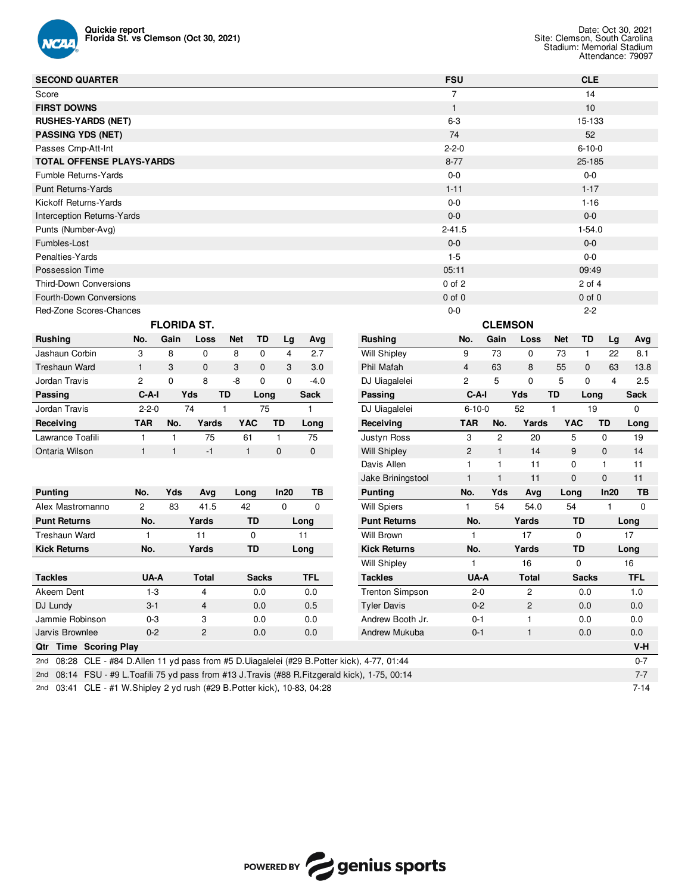**Quickie report**
**Florida St. vs Clemson (Oct 30, 2021)**

Date: Oct 30, 2021
Site: Clemson, South Carolina
Stadium: Memorial Stadium
Attendance: 79097

| SECOND QUARTER | FSU | CLE |
|---|---|---|
| Score | 7 | 14 |
| **FIRST DOWNS** | 1 | 10 |
| **RUSHES-YARDS (NET)** | 6-3 | 15-133 |
| **PASSING YDS (NET)** | 74 | 52 |
| Passes Cmp-Att-Int | 2-2-0 | 6-10-0 |
| **TOTAL OFFENSE PLAYS-YARDS** | 8-77 | 25-185 |
| Fumble Returns-Yards | 0-0 | 0-0 |
| Punt Returns-Yards | 1-11 | 1-17 |
| Kickoff Returns-Yards | 0-0 | 1-16 |
| Interception Returns-Yards | 0-0 | 0-0 |
| Punts (Number-Avg) | 2-41.5 | 1-54.0 |
| Fumbles-Lost | 0-0 | 0-0 |
| Penalties-Yards | 1-5 | 0-0 |
| Possession Time | 05:11 | 09:49 |
| Third-Down Conversions | 0 of 2 | 2 of 4 |
| Fourth-Down Conversions | 0 of 0 | 0 of 0 |
| Red-Zone Scores-Chances | 0-0 | 2-2 |

## FLORIDA ST.

| Rushing | No. | Gain | Loss | Net | TD | Lg | Avg |
|---|---|---|---|---|---|---|---|
| Jashaun Corbin | 3 | 8 | 0 | 8 | 0 | 4 | 2.7 |
| Treshaun Ward | 1 | 3 | 0 | 3 | 0 | 3 | 3.0 |
| Jordan Travis | 2 | 0 | 8 | -8 | 0 | 0 | -4.0 |

| Passing | C-A-I | Yds | TD | Long | Sack |
|---|---|---|---|---|---|
| Jordan Travis | 2-2-0 | 74 | 1 | 75 | 1 |

| Receiving | TAR | No. | Yards | YAC | TD | Long |
|---|---|---|---|---|---|---|
| Lawrance Toafili | 1 | 1 | 75 | 61 | 1 | 75 |
| Ontaria Wilson | 1 | 1 | -1 | 1 | 0 | 0 |

| Punting | No. | Yds | Avg | Long | In20 | TB |
|---|---|---|---|---|---|---|
| Alex Mastromanno | 2 | 83 | 41.5 | 42 | 0 | 0 |

| Punt Returns | No. | Yards | TD | Long |
|---|---|---|---|---|
| Treshaun Ward | 1 | 11 | 0 | 11 |

| Kick Returns | No. | Yards | TD | Long |
|---|---|---|---|---|

| Tackles | UA-A | Total | Sacks | TFL |
|---|---|---|---|---|
| Akeem Dent | 1-3 | 4 | 0.0 | 0.0 |
| DJ Lundy | 3-1 | 4 | 0.0 | 0.5 |
| Jammie Robinson | 0-3 | 3 | 0.0 | 0.0 |
| Jarvis Brownlee | 0-2 | 2 | 0.0 | 0.0 |

## CLEMSON

| Rushing | No. | Gain | Loss | Net | TD | Lg | Avg |
|---|---|---|---|---|---|---|---|
| Will Shipley | 9 | 73 | 0 | 73 | 1 | 22 | 8.1 |
| Phil Mafah | 4 | 63 | 8 | 55 | 0 | 63 | 13.8 |
| DJ Uiagalelei | 2 | 5 | 0 | 5 | 0 | 4 | 2.5 |

| Passing | C-A-I | Yds | TD | Long | Sack |
|---|---|---|---|---|---|
| DJ Uiagalelei | 6-10-0 | 52 | 1 | 19 | 0 |

| Receiving | TAR | No. | Yards | YAC | TD | Long |
|---|---|---|---|---|---|---|
| Justyn Ross | 3 | 2 | 20 | 5 | 0 | 19 |
| Will Shipley | 2 | 1 | 14 | 9 | 0 | 14 |
| Davis Allen | 1 | 1 | 11 | 0 | 1 | 11 |
| Jake Briningstool | 1 | 1 | 11 | 0 | 0 | 11 |

| Punting | No. | Yds | Avg | Long | In20 | TB |
|---|---|---|---|---|---|---|
| Will Spiers | 1 | 54 | 54.0 | 54 | 1 | 0 |

| Punt Returns | No. | Yards | TD | Long |
|---|---|---|---|---|
| Will Brown | 1 | 17 | 0 | 17 |

| Kick Returns | No. | Yards | TD | Long |
|---|---|---|---|---|
| Will Shipley | 1 | 16 | 0 | 16 |

| Tackles | UA-A | Total | Sacks | TFL |
|---|---|---|---|---|
| Trenton Simpson | 2-0 | 2 | 0.0 | 1.0 |
| Tyler Davis | 0-2 | 2 | 0.0 | 0.0 |
| Andrew Booth Jr. | 0-1 | 1 | 0.0 | 0.0 |
| Andrew Mukuba | 0-1 | 1 | 0.0 | 0.0 |

## Scoring Plays

| Qtr | Time | Scoring Play | V-H |
|---|---|---|---|
| 2nd | 08:28 | CLE - #84 D.Allen 11 yd pass from #5 D.Uiagalelei (#29 B.Potter kick), 4-77, 01:44 | 0-7 |
| 2nd | 08:14 | FSU - #9 L.Toafili 75 yd pass from #13 J.Travis (#88 R.Fitzgerald kick), 1-75, 00:14 | 7-7 |
| 2nd | 03:41 | CLE - #1 W.Shipley 2 yd rush (#29 B.Potter kick), 10-83, 04:28 | 7-14 |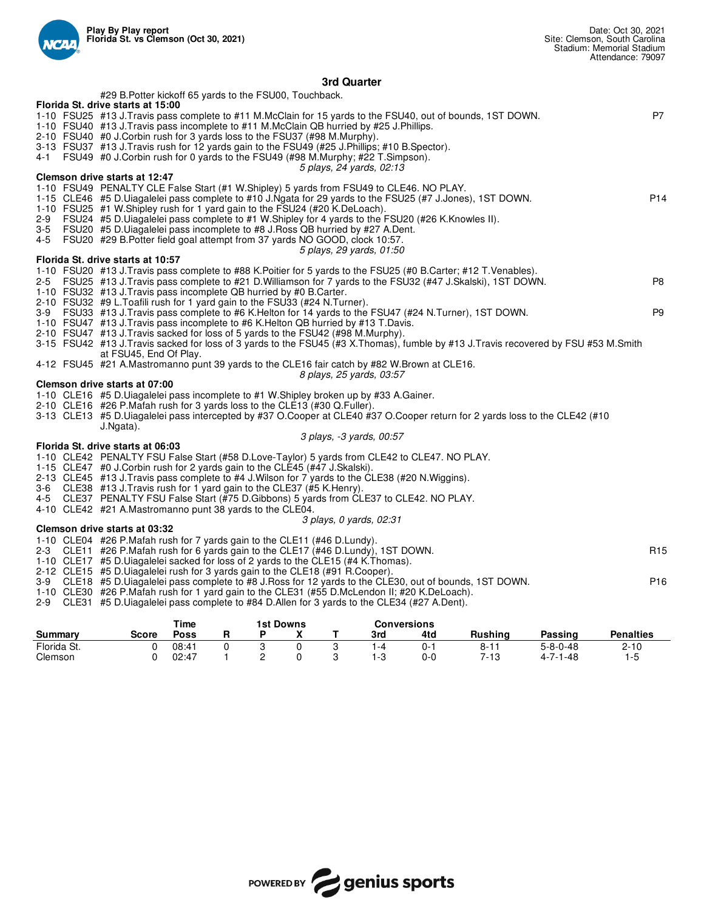Play By Play report
Florida St. vs Clemson (Oct 30, 2021)

Date: Oct 30, 2021
Site: Clemson, South Carolina
Stadium: Memorial Stadium
Attendance: 79097

## 3rd Quarter

#29 B.Potter kickoff 65 yards to the FSU00, Touchback.

**Florida St. drive starts at 15:00**

1-10 FSU25 #13 J.Travis pass complete to #11 M.McClain for 15 yards to the FSU40, out of bounds, 1ST DOWN. P7
1-10 FSU40 #13 J.Travis pass incomplete to #11 M.McClain QB hurried by #25 J.Phillips.
2-10 FSU40 #0 J.Corbin rush for 3 yards loss to the FSU37 (#98 M.Murphy).
3-13 FSU37 #13 J.Travis rush for 12 yards gain to the FSU49 (#25 J.Phillips; #10 B.Spector).
4-1 FSU49 #0 J.Corbin rush for 0 yards to the FSU49 (#98 M.Murphy; #22 T.Simpson).

*5 plays, 24 yards, 02:13*

**Clemson drive starts at 12:47**

1-10 FSU49 PENALTY CLE False Start (#1 W.Shipley) 5 yards from FSU49 to CLE46. NO PLAY.
1-15 CLE46 #5 D.Uiagalelei pass complete to #10 J.Ngata for 29 yards to the FSU25 (#7 J.Jones), 1ST DOWN. P14
1-10 FSU25 #1 W.Shipley rush for 1 yard gain to the FSU24 (#20 K.DeLoach).
2-9 FSU24 #5 D.Uiagalelei pass complete to #1 W.Shipley for 4 yards to the FSU20 (#26 K.Knowles II).
3-5 FSU20 #5 D.Uiagalelei pass incomplete to #8 J.Ross QB hurried by #27 A.Dent.
4-5 FSU20 #29 B.Potter field goal attempt from 37 yards NO GOOD, clock 10:57.

*5 plays, 29 yards, 01:50*

**Florida St. drive starts at 10:57**

1-10 FSU20 #13 J.Travis pass complete to #88 K.Poitier for 5 yards to the FSU25 (#0 B.Carter; #12 T.Venables).
2-5 FSU25 #13 J.Travis pass complete to #21 D.Williamson for 7 yards to the FSU32 (#47 J.Skalski), 1ST DOWN. P8
1-10 FSU32 #13 J.Travis pass incomplete QB hurried by #0 B.Carter.
2-10 FSU32 #9 L.Toafili rush for 1 yard gain to the FSU33 (#24 N.Turner).
3-9 FSU33 #13 J.Travis pass complete to #6 K.Helton for 14 yards to the FSU47 (#24 N.Turner), 1ST DOWN. P9
1-10 FSU47 #13 J.Travis pass incomplete to #6 K.Helton QB hurried by #13 T.Davis.
2-10 FSU47 #13 J.Travis sacked for loss of 5 yards to the FSU42 (#98 M.Murphy).
3-15 FSU42 #13 J.Travis sacked for loss of 3 yards to the FSU45 (#3 X.Thomas), fumble by #13 J.Travis recovered by FSU #53 M.Smith at FSU45, End Of Play.
4-12 FSU45 #21 A.Mastromanno punt 39 yards to the CLE16 fair catch by #82 W.Brown at CLE16.

*8 plays, 25 yards, 03:57*

**Clemson drive starts at 07:00**

1-10 CLE16 #5 D.Uiagalelei pass incomplete to #1 W.Shipley broken up by #33 A.Gainer.
2-10 CLE16 #26 P.Mafah rush for 3 yards loss to the CLE13 (#30 Q.Fuller).
3-13 CLE13 #5 D.Uiagalelei pass intercepted by #37 O.Cooper at CLE40 #37 O.Cooper return for 2 yards loss to the CLE42 (#10 J.Ngata).

*3 plays, -3 yards, 00:57*

**Florida St. drive starts at 06:03**

1-10 CLE42 PENALTY FSU False Start (#58 D.Love-Taylor) 5 yards from CLE42 to CLE47. NO PLAY.
1-15 CLE47 #0 J.Corbin rush for 2 yards gain to the CLE45 (#47 J.Skalski).
2-13 CLE45 #13 J.Travis pass complete to #4 J.Wilson for 7 yards to the CLE38 (#20 N.Wiggins).
3-6 CLE38 #13 J.Travis rush for 1 yard gain to the CLE37 (#5 K.Henry).
4-5 CLE37 PENALTY FSU False Start (#75 D.Gibbons) 5 yards from CLE37 to CLE42. NO PLAY.
4-10 CLE42 #21 A.Mastromanno punt 38 yards to the CLE04.

*3 plays, 0 yards, 02:31*

**Clemson drive starts at 03:32**

1-10 CLE04 #26 P.Mafah rush for 7 yards gain to the CLE11 (#46 D.Lundy).
2-3 CLE11 #26 P.Mafah rush for 6 yards gain to the CLE17 (#46 D.Lundy), 1ST DOWN. R15
1-10 CLE17 #5 D.Uiagalelei sacked for loss of 2 yards to the CLE15 (#4 K.Thomas).
2-12 CLE15 #5 D.Uiagalelei rush for 3 yards gain to the CLE18 (#91 R.Cooper).
3-9 CLE18 #5 D.Uiagalelei pass complete to #8 J.Ross for 12 yards to the CLE30, out of bounds, 1ST DOWN. P16
1-10 CLE30 #26 P.Mafah rush for 1 yard gain to the CLE31 (#55 D.McLendon II; #20 K.DeLoach).
2-9 CLE31 #5 D.Uiagalelei pass complete to #84 D.Allen for 3 yards to the CLE34 (#27 A.Dent).

| Summary | Score | Time Poss | 1st Downs R | P | X | T | Conversions 3rd | 4td | Rushing | Passing | Penalties |
|---|---|---|---|---|---|---|---|---|---|---|---|
| Florida St. | 0 | 08:41 | 0 | 3 | 0 | 3 | 1-4 | 0-1 | 8-11 | 5-8-0-48 | 2-10 |
| Clemson | 0 | 02:47 | 1 | 2 | 0 | 3 | 1-3 | 0-0 | 7-13 | 4-7-1-48 | 1-5 |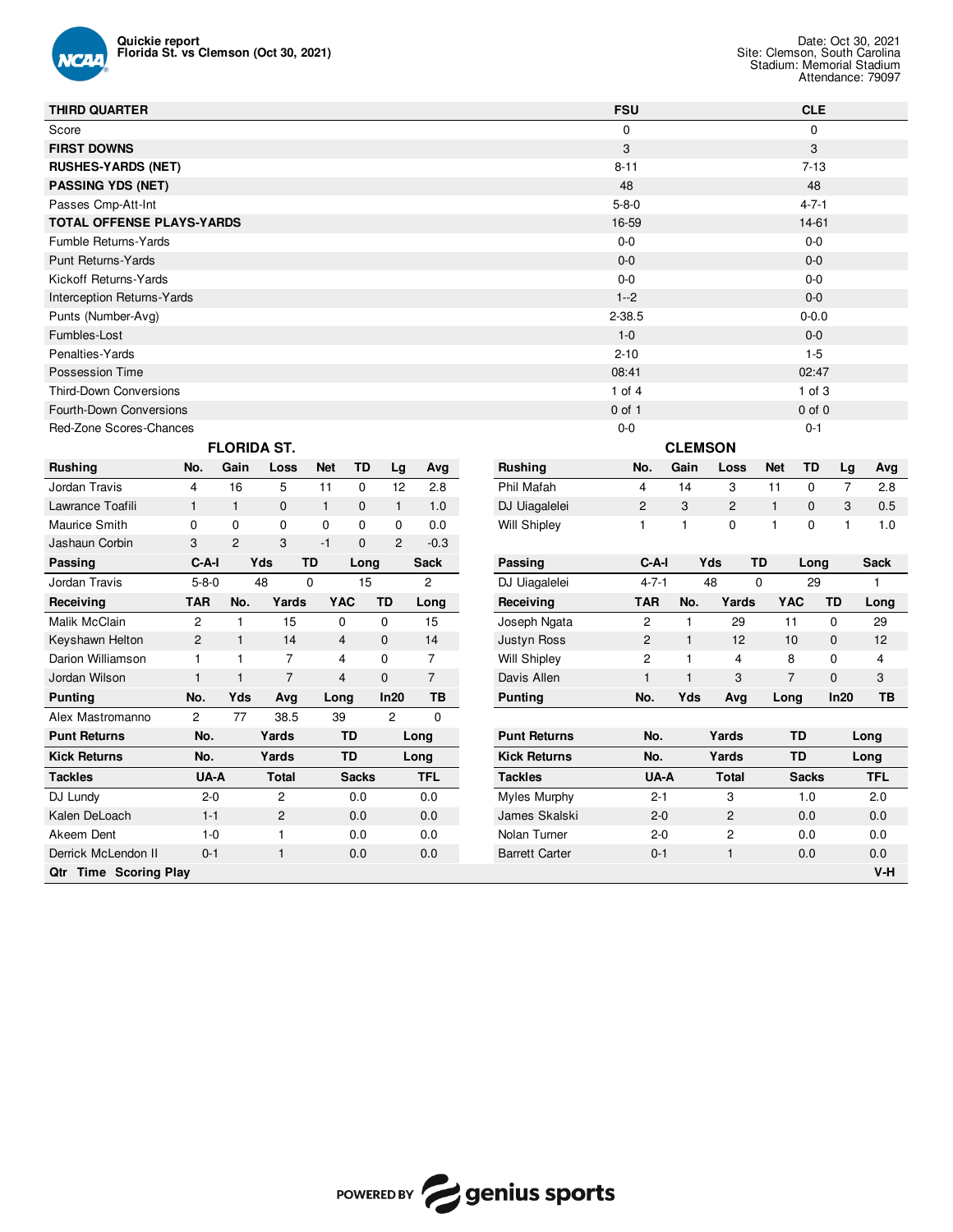**Quickie report**
**Florida St. vs Clemson (Oct 30, 2021)**

Date: Oct 30, 2021
Site: Clemson, South Carolina
Stadium: Memorial Stadium
Attendance: 79097

| THIRD QUARTER | FSU | CLE |
|---|---|---|
| Score | 0 | 0 |
| **FIRST DOWNS** | 3 | 3 |
| **RUSHES-YARDS (NET)** | 8-11 | 7-13 |
| **PASSING YDS (NET)** | 48 | 48 |
| Passes Cmp-Att-Int | 5-8-0 | 4-7-1 |
| **TOTAL OFFENSE PLAYS-YARDS** | 16-59 | 14-61 |
| Fumble Returns-Yards | 0-0 | 0-0 |
| Punt Returns-Yards | 0-0 | 0-0 |
| Kickoff Returns-Yards | 0-0 | 0-0 |
| Interception Returns-Yards | 1--2 | 0-0 |
| Punts (Number-Avg) | 2-38.5 | 0-0.0 |
| Fumbles-Lost | 1-0 | 0-0 |
| Penalties-Yards | 2-10 | 1-5 |
| Possession Time | 08:41 | 02:47 |
| Third-Down Conversions | 1 of 4 | 1 of 3 |
| Fourth-Down Conversions | 0 of 1 | 0 of 0 |
| Red-Zone Scores-Chances | 0-0 | 0-1 |

## FLORIDA ST.

| Rushing | No. | Gain | Loss | Net | TD | Lg | Avg |
|---|---|---|---|---|---|---|---|
| Jordan Travis | 4 | 16 | 5 | 11 | 0 | 12 | 2.8 |
| Lawrance Toafili | 1 | 1 | 0 | 1 | 0 | 1 | 1.0 |
| Maurice Smith | 0 | 0 | 0 | 0 | 0 | 0 | 0.0 |
| Jashaun Corbin | 3 | 2 | 3 | -1 | 0 | 2 | -0.3 |

| Passing | C-A-I | Yds | TD | Long | Sack |
|---|---|---|---|---|---|
| Jordan Travis | 5-8-0 | 48 | 0 | 15 | 2 |

| Receiving | TAR | No. | Yards | YAC | TD | Long |
|---|---|---|---|---|---|---|
| Malik McClain | 2 | 1 | 15 | 0 | 0 | 15 |
| Keyshawn Helton | 2 | 1 | 14 | 4 | 0 | 14 |
| Darion Williamson | 1 | 1 | 7 | 4 | 0 | 7 |
| Jordan Wilson | 1 | 1 | 7 | 4 | 0 | 7 |

| Punting | No. | Yds | Avg | Long | In20 | TB |
|---|---|---|---|---|---|---|
| Alex Mastromanno | 2 | 77 | 38.5 | 39 | 2 | 0 |

| Punt Returns | No. | Yards | TD | Long |
|---|---|---|---|---|

| Kick Returns | No. | Yards | TD | Long |
|---|---|---|---|---|

| Tackles | UA-A | Total | Sacks | TFL |
|---|---|---|---|---|
| DJ Lundy | 2-0 | 2 | 0.0 | 0.0 |
| Kalen DeLoach | 1-1 | 2 | 0.0 | 0.0 |
| Akeem Dent | 1-0 | 1 | 0.0 | 0.0 |
| Derrick McLendon II | 0-1 | 1 | 0.0 | 0.0 |

## CLEMSON

| Rushing | No. | Gain | Loss | Net | TD | Lg | Avg |
|---|---|---|---|---|---|---|---|
| Phil Mafah | 4 | 14 | 3 | 11 | 0 | 7 | 2.8 |
| DJ Uiagalelei | 2 | 3 | 2 | 1 | 0 | 3 | 0.5 |
| Will Shipley | 1 | 1 | 0 | 1 | 0 | 1 | 1.0 |

| Passing | C-A-I | Yds | TD | Long | Sack |
|---|---|---|---|---|---|
| DJ Uiagalelei | 4-7-1 | 48 | 0 | 29 | 1 |

| Receiving | TAR | No. | Yards | YAC | TD | Long |
|---|---|---|---|---|---|---|
| Joseph Ngata | 2 | 1 | 29 | 11 | 0 | 29 |
| Justyn Ross | 2 | 1 | 12 | 10 | 0 | 12 |
| Will Shipley | 2 | 1 | 4 | 8 | 0 | 4 |
| Davis Allen | 1 | 1 | 3 | 7 | 0 | 3 |

| Punting | No. | Yds | Avg | Long | In20 | TB |
|---|---|---|---|---|---|---|

| Punt Returns | No. | Yards | TD | Long |
|---|---|---|---|---|

| Kick Returns | No. | Yards | TD | Long |
|---|---|---|---|---|

| Tackles | UA-A | Total | Sacks | TFL |
|---|---|---|---|---|
| Myles Murphy | 2-1 | 3 | 1.0 | 2.0 |
| James Skalski | 2-0 | 2 | 0.0 | 0.0 |
| Nolan Turner | 2-0 | 2 | 0.0 | 0.0 |
| Barrett Carter | 0-1 | 1 | 0.0 | 0.0 |

| Qtr | Time | Scoring Play | V-H |
|---|---|---|---|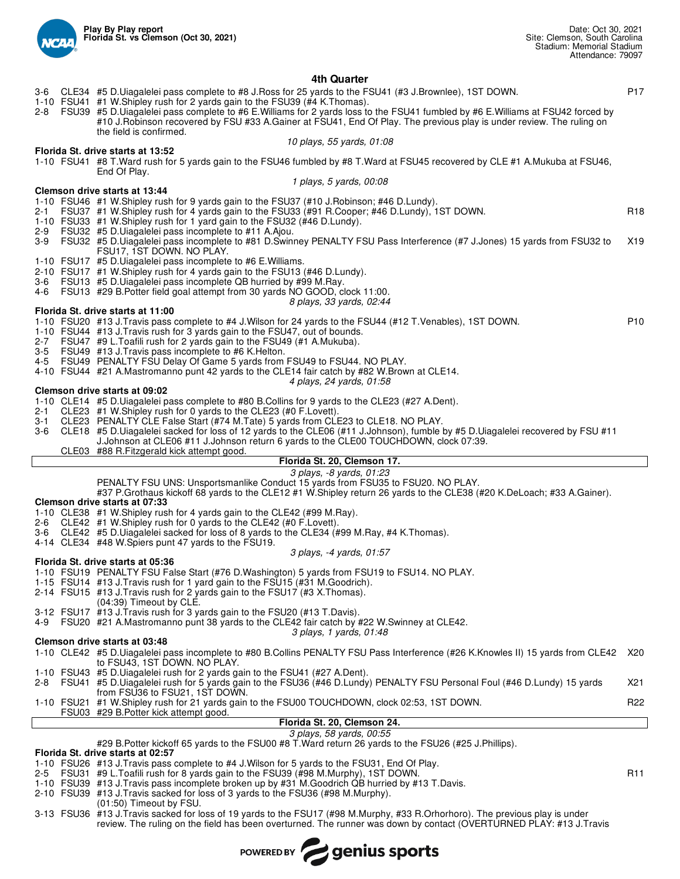**Play By Play report**
**Florida St. vs Clemson (Oct 30, 2021)**

Date: Oct 30, 2021
Site: Clemson, South Carolina
Stadium: Memorial Stadium
Attendance: 79097

## 4th Quarter

3-6 CLE34 #5 D.Uiagalelei pass complete to #8 J.Ross for 25 yards to the FSU41 (#3 J.Brownlee), 1ST DOWN. P17
1-10 FSU41 #1 W.Shipley rush for 2 yards gain to the FSU39 (#4 K.Thomas).
2-8 FSU39 #5 D.Uiagalelei pass complete to #6 E.Williams for 2 yards loss to the FSU41 fumbled by #6 E.Williams at FSU42 forced by #10 J.Robinson recovered by FSU #33 A.Gainer at FSU41, End Of Play. The previous play is under review. The ruling on the field is confirmed.

*10 plays, 55 yards, 01:08*

**Florida St. drive starts at 13:52**
1-10 FSU41 #8 T.Ward rush for 5 yards gain to the FSU46 fumbled by #8 T.Ward at FSU45 recovered by CLE #1 A.Mukuba at FSU46, End Of Play.

*1 plays, 5 yards, 00:08*

**Clemson drive starts at 13:44**
1-10 FSU46 #1 W.Shipley rush for 9 yards gain to the FSU37 (#10 J.Robinson; #46 D.Lundy).
2-1 FSU37 #1 W.Shipley rush for 4 yards gain to the FSU33 (#91 R.Cooper; #46 D.Lundy), 1ST DOWN. R18
1-10 FSU33 #1 W.Shipley rush for 1 yard gain to the FSU32 (#46 D.Lundy).
2-9 FSU32 #5 D.Uiagalelei pass incomplete to #11 A.Ajou.
3-9 FSU32 #5 D.Uiagalelei pass incomplete to #81 D.Swinney PENALTY FSU Pass Interference (#7 J.Jones) 15 yards from FSU32 to FSU17, 1ST DOWN. NO PLAY. X19
1-10 FSU17 #5 D.Uiagalelei pass incomplete to #6 E.Williams.
2-10 FSU17 #1 W.Shipley rush for 4 yards gain to the FSU13 (#46 D.Lundy).
3-6 FSU13 #5 D.Uiagalelei pass incomplete QB hurried by #99 M.Ray.
4-6 FSU13 #29 B.Potter field goal attempt from 30 yards NO GOOD, clock 11:00.

*8 plays, 33 yards, 02:44*

**Florida St. drive starts at 11:00**
1-10 FSU20 #13 J.Travis pass complete to #4 J.Wilson for 24 yards to the FSU44 (#12 T.Venables), 1ST DOWN. P10
1-10 FSU44 #13 J.Travis rush for 3 yards gain to the FSU47, out of bounds.
2-7 FSU47 #9 L.Toafili rush for 2 yards gain to the FSU49 (#1 A.Mukuba).
3-5 FSU49 #13 J.Travis pass incomplete to #6 K.Helton.
4-5 FSU49 PENALTY FSU Delay Of Game 5 yards from FSU49 to FSU44. NO PLAY.
4-10 FSU44 #21 A.Mastromanno punt 42 yards to the CLE14 fair catch by #82 W.Brown at CLE14.

*4 plays, 24 yards, 01:58*

**Clemson drive starts at 09:02**
1-10 CLE14 #5 D.Uiagalelei pass complete to #80 B.Collins for 9 yards to the CLE23 (#27 A.Dent).
2-1 CLE23 #1 W.Shipley rush for 0 yards to the CLE23 (#0 F.Lovett).
3-1 CLE23 PENALTY CLE False Start (#74 M.Tate) 5 yards from CLE23 to CLE18. NO PLAY.
3-6 CLE18 #5 D.Uiagalelei sacked for loss of 12 yards to the CLE06 (#11 J.Johnson), fumble by #5 D.Uiagalelei recovered by FSU #11 J.Johnson at CLE06 #11 J.Johnson return 6 yards to the CLE00 TOUCHDOWN, clock 07:39.
CLE03 #88 R.Fitzgerald kick attempt good.

**Florida St. 20, Clemson 17.**

*3 plays, -8 yards, 01:23*

PENALTY FSU UNS: Unsportsmanlike Conduct 15 yards from FSU35 to FSU20. NO PLAY.
#37 P.Grothaus kickoff 68 yards to the CLE12 #1 W.Shipley return 26 yards to the CLE38 (#20 K.DeLoach; #33 A.Gainer).

**Clemson drive starts at 07:33**
1-10 CLE38 #1 W.Shipley rush for 4 yards gain to the CLE42 (#99 M.Ray).
2-6 CLE42 #1 W.Shipley rush for 0 yards to the CLE42 (#0 F.Lovett).
3-6 CLE42 #5 D.Uiagalelei sacked for loss of 8 yards to the CLE34 (#99 M.Ray, #4 K.Thomas).
4-14 CLE34 #48 W.Spiers punt 47 yards to the FSU19.

*3 plays, -4 yards, 01:57*

**Florida St. drive starts at 05:36**
1-10 FSU19 PENALTY FSU False Start (#76 D.Washington) 5 yards from FSU19 to FSU14. NO PLAY.
1-15 FSU14 #13 J.Travis rush for 1 yard gain to the FSU15 (#31 M.Goodrich).
2-14 FSU15 #13 J.Travis rush for 2 yards gain to the FSU17 (#13 X.Thomas).
(04:39) Timeout by CLE.
3-12 FSU17 #13 J.Travis rush for 3 yards gain to the FSU20 (#13 T.Davis).
4-9 FSU20 #21 A.Mastromanno punt 38 yards to the CLE42 fair catch by #22 W.Swinney at CLE42.

*3 plays, 1 yards, 01:48*

**Clemson drive starts at 03:48**
1-10 CLE42 #5 D.Uiagalelei pass incomplete to #80 B.Collins PENALTY FSU Pass Interference (#26 K.Knowles II) 15 yards from CLE42 to FSU43, 1ST DOWN. NO PLAY. X20
1-10 FSU43 #5 D.Uiagalelei rush for 2 yards gain to the FSU41 (#27 A.Dent).
2-8 FSU41 #5 D.Uiagalelei rush for 5 yards gain to the FSU36 (#46 D.Lundy) PENALTY FSU Personal Foul (#46 D.Lundy) 15 yards from FSU36 to FSU21, 1ST DOWN. X21
1-10 FSU21 #1 W.Shipley rush for 21 yards gain to the FSU00 TOUCHDOWN, clock 02:53, 1ST DOWN. R22
FSU03 #29 B.Potter kick attempt good.

**Florida St. 20, Clemson 24.**

*3 plays, 58 yards, 00:55*

#29 B.Potter kickoff 65 yards to the FSU00 #8 T.Ward return 26 yards to the FSU26 (#25 J.Phillips).

**Florida St. drive starts at 02:57**
1-10 FSU26 #13 J.Travis pass complete to #4 J.Wilson for 5 yards to the FSU31, End Of Play.
2-5 FSU31 #9 L.Toafili rush for 8 yards gain to the FSU39 (#98 M.Murphy), 1ST DOWN. R11
1-10 FSU39 #13 J.Travis pass incomplete broken up by #31 M.Goodrich QB hurried by #13 T.Davis.
2-10 FSU39 #13 J.Travis sacked for loss of 3 yards to the FSU36 (#98 M.Murphy).
(01:50) Timeout by FSU.
3-13 FSU36 #13 J.Travis sacked for loss of 19 yards to the FSU17 (#98 M.Murphy, #33 R.Orhorhoro). The previous play is under review. The ruling on the field has been overturned. The runner was down by contact (OVERTURNED PLAY: #13 J.Travis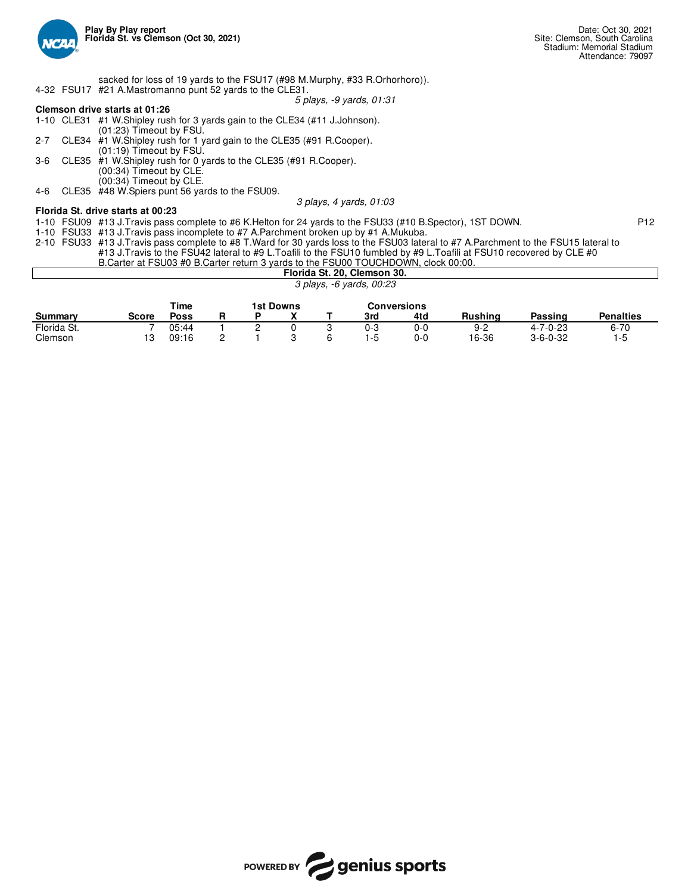sacked for loss of 19 yards to the FSU17 (#98 M.Murphy, #33 R.Orhorhoro)).

4-32 FSU17 #21 A.Mastromanno punt 52 yards to the CLE31.

*5 plays, -9 yards, 01:31*

**Clemson drive starts at 01:26**

1-10 CLE31 #1 W.Shipley rush for 3 yards gain to the CLE34 (#11 J.Johnson).
(01:23) Timeout by FSU.

2-7 CLE34 #1 W.Shipley rush for 1 yard gain to the CLE35 (#91 R.Cooper).
(01:19) Timeout by FSU.

3-6 CLE35 #1 W.Shipley rush for 0 yards to the CLE35 (#91 R.Cooper).
(00:34) Timeout by CLE.
(00:34) Timeout by CLE.

4-6 CLE35 #48 W.Spiers punt 56 yards to the FSU09.

*3 plays, 4 yards, 01:03*

**Florida St. drive starts at 00:23**

1-10 FSU09 #13 J.Travis pass complete to #6 K.Helton for 24 yards to the FSU33 (#10 B.Spector), 1ST DOWN. P12

1-10 FSU33 #13 J.Travis pass incomplete to #7 A.Parchment broken up by #1 A.Mukuba.

2-10 FSU33 #13 J.Travis pass complete to #8 T.Ward for 30 yards loss to the FSU03 lateral to #7 A.Parchment to the FSU15 lateral to #13 J.Travis to the FSU42 lateral to #9 L.Toafili to the FSU10 fumbled by #9 L.Toafili at FSU10 recovered by CLE #0 B.Carter at FSU03 #0 B.Carter return 3 yards to the FSU00 TOUCHDOWN, clock 00:00.

**Florida St. 20, Clemson 30.**

*3 plays, -6 yards, 00:23*

| Summary | Score | Time Poss | 1st Downs R | 1st Downs P | 1st Downs X | 1st Downs T | Conversions 3rd | Conversions 4td | Rushing | Passing | Penalties |
|---|---|---|---|---|---|---|---|---|---|---|---|
| Florida St. | 7 | 05:44 | 1 | 2 | 0 | 3 | 0-3 | 0-0 | 9-2 | 4-7-0-23 | 6-70 |
| Clemson | 13 | 09:16 | 2 | 1 | 3 | 6 | 1-5 | 0-0 | 16-36 | 3-6-0-32 | 1-5 |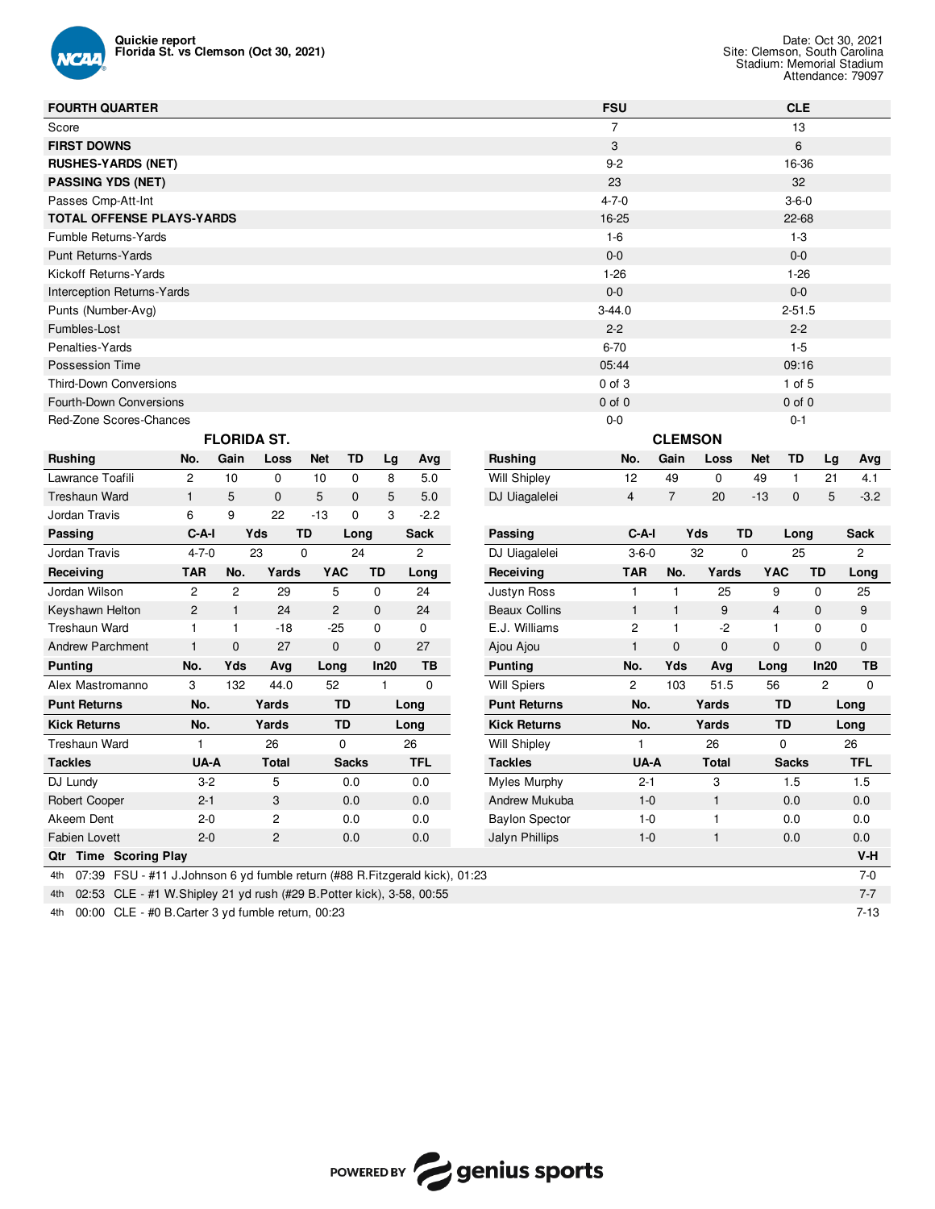**Quickie report**
**Florida St. vs Clemson (Oct 30, 2021)**

Date: Oct 30, 2021
Site: Clemson, South Carolina
Stadium: Memorial Stadium
Attendance: 79097

| FOURTH QUARTER | FSU | CLE |
|---|---|---|
| Score | 7 | 13 |
| **FIRST DOWNS** | 3 | 6 |
| **RUSHES-YARDS (NET)** | 9-2 | 16-36 |
| **PASSING YDS (NET)** | 23 | 32 |
| Passes Cmp-Att-Int | 4-7-0 | 3-6-0 |
| **TOTAL OFFENSE PLAYS-YARDS** | 16-25 | 22-68 |
| Fumble Returns-Yards | 1-6 | 1-3 |
| Punt Returns-Yards | 0-0 | 0-0 |
| Kickoff Returns-Yards | 1-26 | 1-26 |
| Interception Returns-Yards | 0-0 | 0-0 |
| Punts (Number-Avg) | 3-44.0 | 2-51.5 |
| Fumbles-Lost | 2-2 | 2-2 |
| Penalties-Yards | 6-70 | 1-5 |
| Possession Time | 05:44 | 09:16 |
| Third-Down Conversions | 0 of 3 | 1 of 5 |
| Fourth-Down Conversions | 0 of 0 | 0 of 0 |
| Red-Zone Scores-Chances | 0-0 | 0-1 |

## FLORIDA ST.

| Rushing | No. | Gain | Loss | Net | TD | Lg | Avg |
|---|---|---|---|---|---|---|---|
| Lawrance Toafili | 2 | 10 | 0 | 10 | 0 | 8 | 5.0 |
| Treshaun Ward | 1 | 5 | 0 | 5 | 0 | 5 | 5.0 |
| Jordan Travis | 6 | 9 | 22 | -13 | 0 | 3 | -2.2 |

| Passing | C-A-I | Yds | TD | Long | Sack |
|---|---|---|---|---|---|
| Jordan Travis | 4-7-0 | 23 | 0 | 24 | 2 |

| Receiving | TAR | No. | Yards | YAC | TD | Long |
|---|---|---|---|---|---|---|
| Jordan Wilson | 2 | 2 | 29 | 5 | 0 | 24 |
| Keyshawn Helton | 2 | 1 | 24 | 2 | 0 | 24 |
| Treshaun Ward | 1 | 1 | -18 | -25 | 0 | 0 |
| Andrew Parchment | 1 | 0 | 27 | 0 | 0 | 27 |

| Punting | No. | Yds | Avg | Long | In20 | TB |
|---|---|---|---|---|---|---|
| Alex Mastromanno | 3 | 132 | 44.0 | 52 | 1 | 0 |

| Punt Returns | No. | Yards | TD | Long |
|---|---|---|---|---|

| Kick Returns | No. | Yards | TD | Long |
|---|---|---|---|---|
| Treshaun Ward | 1 | 26 | 0 | 26 |

| Tackles | UA-A | Total | Sacks | TFL |
|---|---|---|---|---|
| DJ Lundy | 3-2 | 5 | 0.0 | 0.0 |
| Robert Cooper | 2-1 | 3 | 0.0 | 0.0 |
| Akeem Dent | 2-0 | 2 | 0.0 | 0.0 |
| Fabien Lovett | 2-0 | 2 | 0.0 | 0.0 |

## CLEMSON

| Rushing | No. | Gain | Loss | Net | TD | Lg | Avg |
|---|---|---|---|---|---|---|---|
| Will Shipley | 12 | 49 | 0 | 49 | 1 | 21 | 4.1 |
| DJ Uiagalelei | 4 | 7 | 20 | -13 | 0 | 5 | -3.2 |

| Passing | C-A-I | Yds | TD | Long | Sack |
|---|---|---|---|---|---|
| DJ Uiagalelei | 3-6-0 | 32 | 0 | 25 | 2 |

| Receiving | TAR | No. | Yards | YAC | TD | Long |
|---|---|---|---|---|---|---|
| Justyn Ross | 1 | 1 | 25 | 9 | 0 | 25 |
| Beaux Collins | 1 | 1 | 9 | 4 | 0 | 9 |
| E.J. Williams | 2 | 1 | -2 | 1 | 0 | 0 |
| Ajou Ajou | 1 | 0 | 0 | 0 | 0 | 0 |

| Punting | No. | Yds | Avg | Long | In20 | TB |
|---|---|---|---|---|---|---|
| Will Spiers | 2 | 103 | 51.5 | 56 | 2 | 0 |

| Punt Returns | No. | Yards | TD | Long |
|---|---|---|---|---|

| Kick Returns | No. | Yards | TD | Long |
|---|---|---|---|---|
| Will Shipley | 1 | 26 | 0 | 26 |

| Tackles | UA-A | Total | Sacks | TFL |
|---|---|---|---|---|
| Myles Murphy | 2-1 | 3 | 1.5 | 1.5 |
| Andrew Mukuba | 1-0 | 1 | 0.0 | 0.0 |
| Baylon Spector | 1-0 | 1 | 0.0 | 0.0 |
| Jalyn Phillips | 1-0 | 1 | 0.0 | 0.0 |

| Qtr | Time | Scoring Play | V-H |
|---|---|---|---|
| 4th | 07:39 | FSU - #11 J.Johnson 6 yd fumble return (#88 R.Fitzgerald kick), 01:23 | 7-0 |
| 4th | 02:53 | CLE - #1 W.Shipley 21 yd rush (#29 B.Potter kick), 3-58, 00:55 | 7-7 |
| 4th | 00:00 | CLE - #0 B.Carter 3 yd fumble return, 00:23 | 7-13 |

POWERED BY genius sports